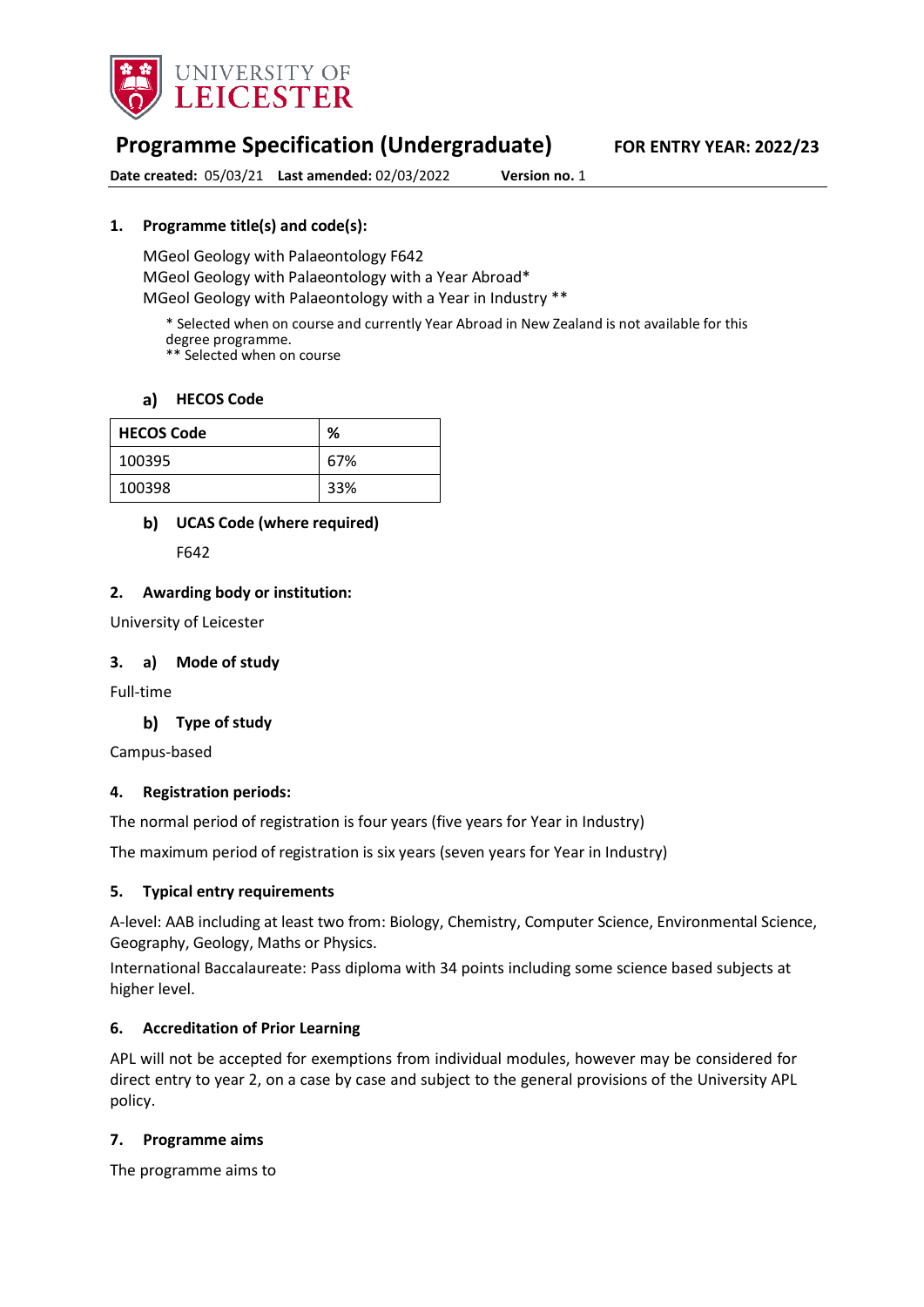# Programme Specification (Undergraduate)

**FOR ENTRY YEAR: 2022/23**

**Date created:** 05/03/21 **Last amended:** 02/03/2022 **Version no.** 1

## 1. Programme title(s) and code(s):

MGeol Geology with Palaeontology F642
MGeol Geology with Palaeontology with a Year Abroad*
MGeol Geology with Palaeontology with a Year in Industry **

\* Selected when on course and currently Year Abroad in New Zealand is not available for this degree programme.
** Selected when on course

### a) HECOS Code

| HECOS Code | % |
|---|---|
| 100395 | 67% |
| 100398 | 33% |

### b) UCAS Code (where required)

F642

## 2. Awarding body or institution:

University of Leicester

## 3. a) Mode of study

Full-time

### b) Type of study

Campus-based

## 4. Registration periods:

The normal period of registration is four years (five years for Year in Industry)

The maximum period of registration is six years (seven years for Year in Industry)

## 5. Typical entry requirements

A-level: AAB including at least two from: Biology, Chemistry, Computer Science, Environmental Science, Geography, Geology, Maths or Physics.

International Baccalaureate: Pass diploma with 34 points including some science based subjects at higher level.

## 6. Accreditation of Prior Learning

APL will not be accepted for exemptions from individual modules, however may be considered for direct entry to year 2, on a case by case and subject to the general provisions of the University APL policy.

## 7. Programme aims

The programme aims to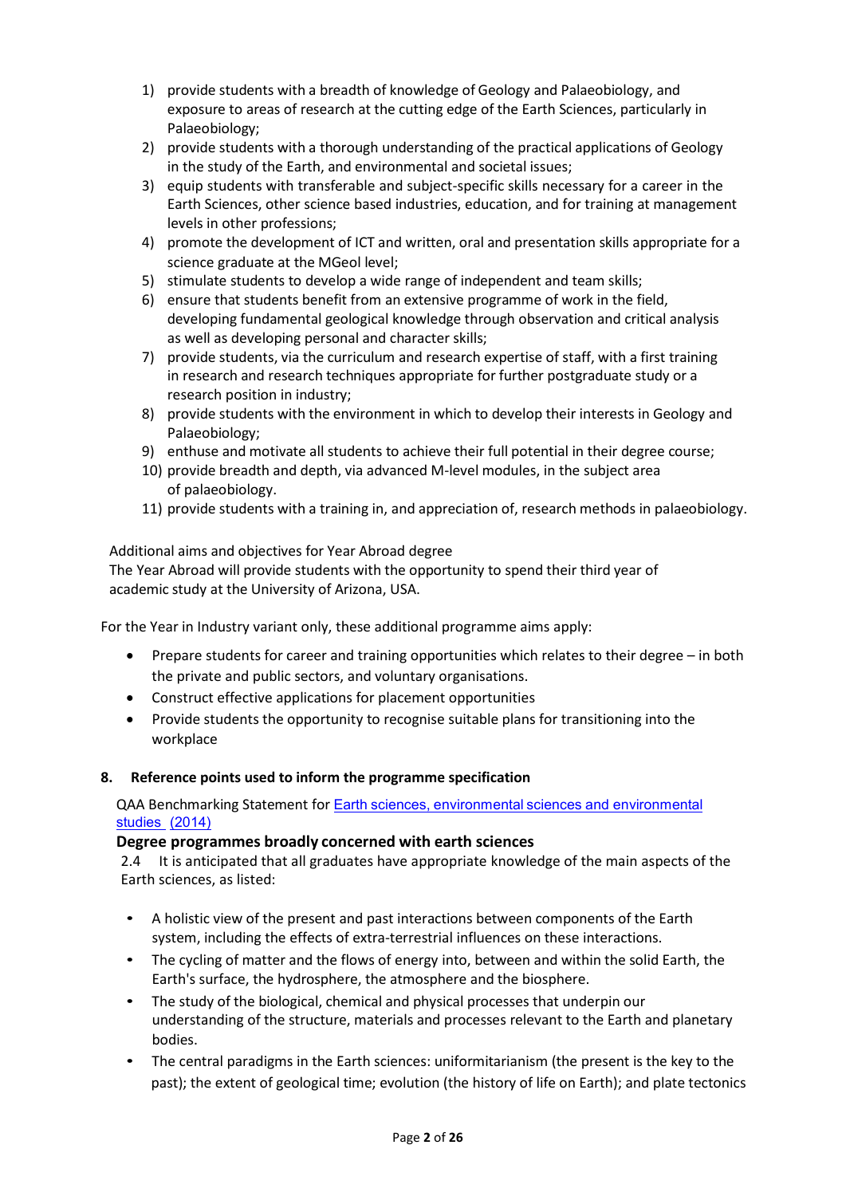1) provide students with a breadth of knowledge of Geology and Palaeobiology, and exposure to areas of research at the cutting edge of the Earth Sciences, particularly in Palaeobiology;
2) provide students with a thorough understanding of the practical applications of Geology in the study of the Earth, and environmental and societal issues;
3) equip students with transferable and subject-specific skills necessary for a career in the Earth Sciences, other science based industries, education, and for training at management levels in other professions;
4) promote the development of ICT and written, oral and presentation skills appropriate for a science graduate at the MGeol level;
5) stimulate students to develop a wide range of independent and team skills;
6) ensure that students benefit from an extensive programme of work in the field, developing fundamental geological knowledge through observation and critical analysis as well as developing personal and character skills;
7) provide students, via the curriculum and research expertise of staff, with a first training in research and research techniques appropriate for further postgraduate study or a research position in industry;
8) provide students with the environment in which to develop their interests in Geology and Palaeobiology;
9) enthuse and motivate all students to achieve their full potential in their degree course;
10) provide breadth and depth, via advanced M-level modules, in the subject area of palaeobiology.
11) provide students with a training in, and appreciation of, research methods in palaeobiology.

Additional aims and objectives for Year Abroad degree
The Year Abroad will provide students with the opportunity to spend their third year of academic study at the University of Arizona, USA.

For the Year in Industry variant only, these additional programme aims apply:

- Prepare students for career and training opportunities which relates to their degree – in both the private and public sectors, and voluntary organisations.
- Construct effective applications for placement opportunities
- Provide students the opportunity to recognise suitable plans for transitioning into the workplace

## 8. Reference points used to inform the programme specification

QAA Benchmarking Statement for Earth sciences, environmental sciences and environmental studies (2014)

### Degree programmes broadly concerned with earth sciences

2.4 It is anticipated that all graduates have appropriate knowledge of the main aspects of the Earth sciences, as listed:

- A holistic view of the present and past interactions between components of the Earth system, including the effects of extra-terrestrial influences on these interactions.
- The cycling of matter and the flows of energy into, between and within the solid Earth, the Earth's surface, the hydrosphere, the atmosphere and the biosphere.
- The study of the biological, chemical and physical processes that underpin our understanding of the structure, materials and processes relevant to the Earth and planetary bodies.
- The central paradigms in the Earth sciences: uniformitarianism (the present is the key to the past); the extent of geological time; evolution (the history of life on Earth); and plate tectonics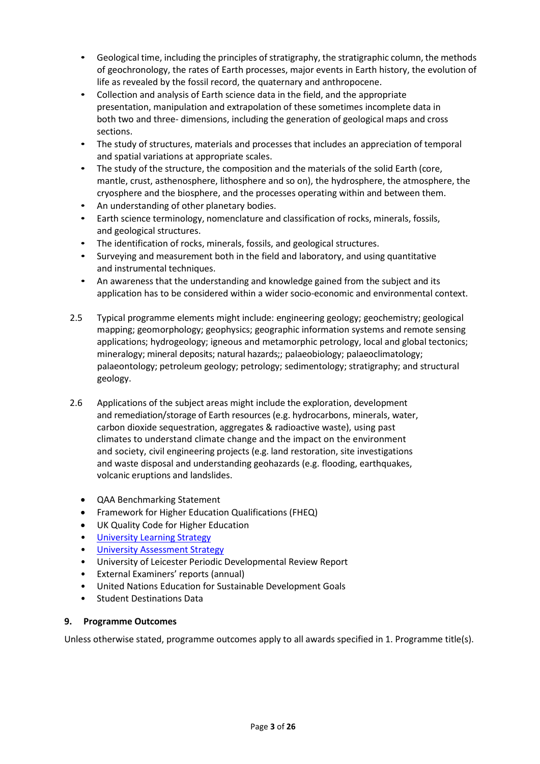- Geological time, including the principles of stratigraphy, the stratigraphic column, the methods of geochronology, the rates of Earth processes, major events in Earth history, the evolution of life as revealed by the fossil record, the quaternary and anthropocene.
- Collection and analysis of Earth science data in the field, and the appropriate presentation, manipulation and extrapolation of these sometimes incomplete data in both two and three- dimensions, including the generation of geological maps and cross sections.
- The study of structures, materials and processes that includes an appreciation of temporal and spatial variations at appropriate scales.
- The study of the structure, the composition and the materials of the solid Earth (core, mantle, crust, asthenosphere, lithosphere and so on), the hydrosphere, the atmosphere, the cryosphere and the biosphere, and the processes operating within and between them.
- An understanding of other planetary bodies.
- Earth science terminology, nomenclature and classification of rocks, minerals, fossils, and geological structures.
- The identification of rocks, minerals, fossils, and geological structures.
- Surveying and measurement both in the field and laboratory, and using quantitative and instrumental techniques.
- An awareness that the understanding and knowledge gained from the subject and its application has to be considered within a wider socio-economic and environmental context.

2.5 Typical programme elements might include: engineering geology; geochemistry; geological mapping; geomorphology; geophysics; geographic information systems and remote sensing applications; hydrogeology; igneous and metamorphic petrology, local and global tectonics; mineralogy; mineral deposits; natural hazards;; palaeobiology; palaeoclimatology; palaeontology; petroleum geology; petrology; sedimentology; stratigraphy; and structural geology.

2.6 Applications of the subject areas might include the exploration, development and remediation/storage of Earth resources (e.g. hydrocarbons, minerals, water, carbon dioxide sequestration, aggregates & radioactive waste), using past climates to understand climate change and the impact on the environment and society, civil engineering projects (e.g. land restoration, site investigations and waste disposal and understanding geohazards (e.g. flooding, earthquakes, volcanic eruptions and landslides.

- QAA Benchmarking Statement
- Framework for Higher Education Qualifications (FHEQ)
- UK Quality Code for Higher Education
- University Learning Strategy
- University Assessment Strategy
- University of Leicester Periodic Developmental Review Report
- External Examiners' reports (annual)
- United Nations Education for Sustainable Development Goals
- Student Destinations Data

## 9. Programme Outcomes

Unless otherwise stated, programme outcomes apply to all awards specified in 1. Programme title(s).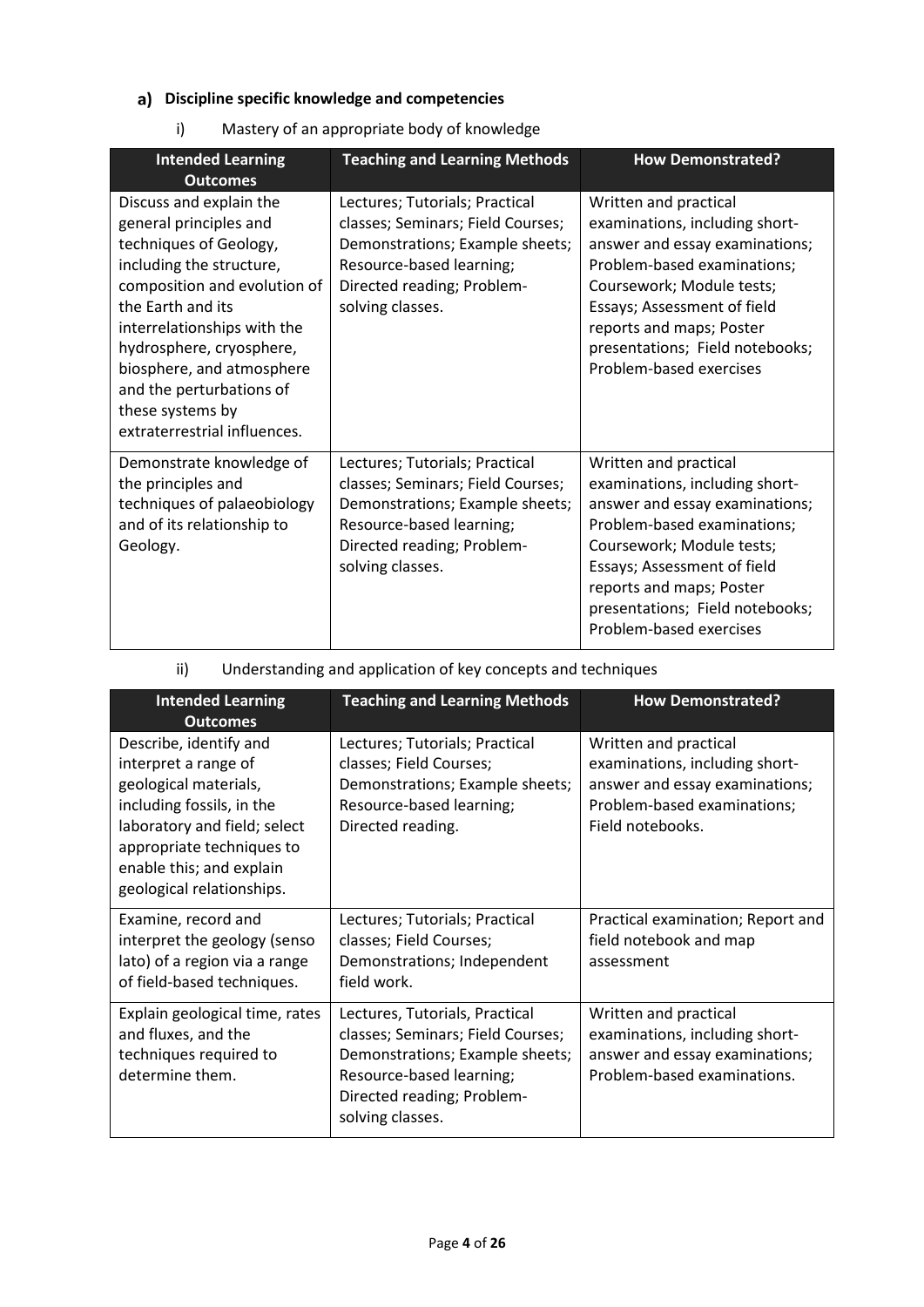## a) Discipline specific knowledge and competencies

i) Mastery of an appropriate body of knowledge

| Intended Learning Outcomes | Teaching and Learning Methods | How Demonstrated? |
|---|---|---|
| Discuss and explain the general principles and techniques of Geology, including the structure, composition and evolution of the Earth and its interrelationships with the hydrosphere, cryosphere, biosphere, and atmosphere and the perturbations of these systems by extraterrestrial influences. | Lectures; Tutorials; Practical classes; Seminars; Field Courses; Demonstrations; Example sheets; Resource-based learning; Directed reading; Problem-solving classes. | Written and practical examinations, including short-answer and essay examinations; Problem-based examinations; Coursework; Module tests; Essays; Assessment of field reports and maps; Poster presentations; Field notebooks; Problem-based exercises |
| Demonstrate knowledge of the principles and techniques of palaeobiology and of its relationship to Geology. | Lectures; Tutorials; Practical classes; Seminars; Field Courses; Demonstrations; Example sheets; Resource-based learning; Directed reading; Problem-solving classes. | Written and practical examinations, including short-answer and essay examinations; Problem-based examinations; Coursework; Module tests; Essays; Assessment of field reports and maps; Poster presentations; Field notebooks; Problem-based exercises |

ii) Understanding and application of key concepts and techniques

| Intended Learning Outcomes | Teaching and Learning Methods | How Demonstrated? |
|---|---|---|
| Describe, identify and interpret a range of geological materials, including fossils, in the laboratory and field; select appropriate techniques to enable this; and explain geological relationships. | Lectures; Tutorials; Practical classes; Field Courses; Demonstrations; Example sheets; Resource-based learning; Directed reading. | Written and practical examinations, including short-answer and essay examinations; Problem-based examinations; Field notebooks. |
| Examine, record and interpret the geology (senso lato) of a region via a range of field-based techniques. | Lectures; Tutorials; Practical classes; Field Courses; Demonstrations; Independent field work. | Practical examination; Report and field notebook and map assessment |
| Explain geological time, rates and fluxes, and the techniques required to determine them. | Lectures, Tutorials, Practical classes; Seminars; Field Courses; Demonstrations; Example sheets; Resource-based learning; Directed reading; Problem-solving classes. | Written and practical examinations, including short-answer and essay examinations; Problem-based examinations. |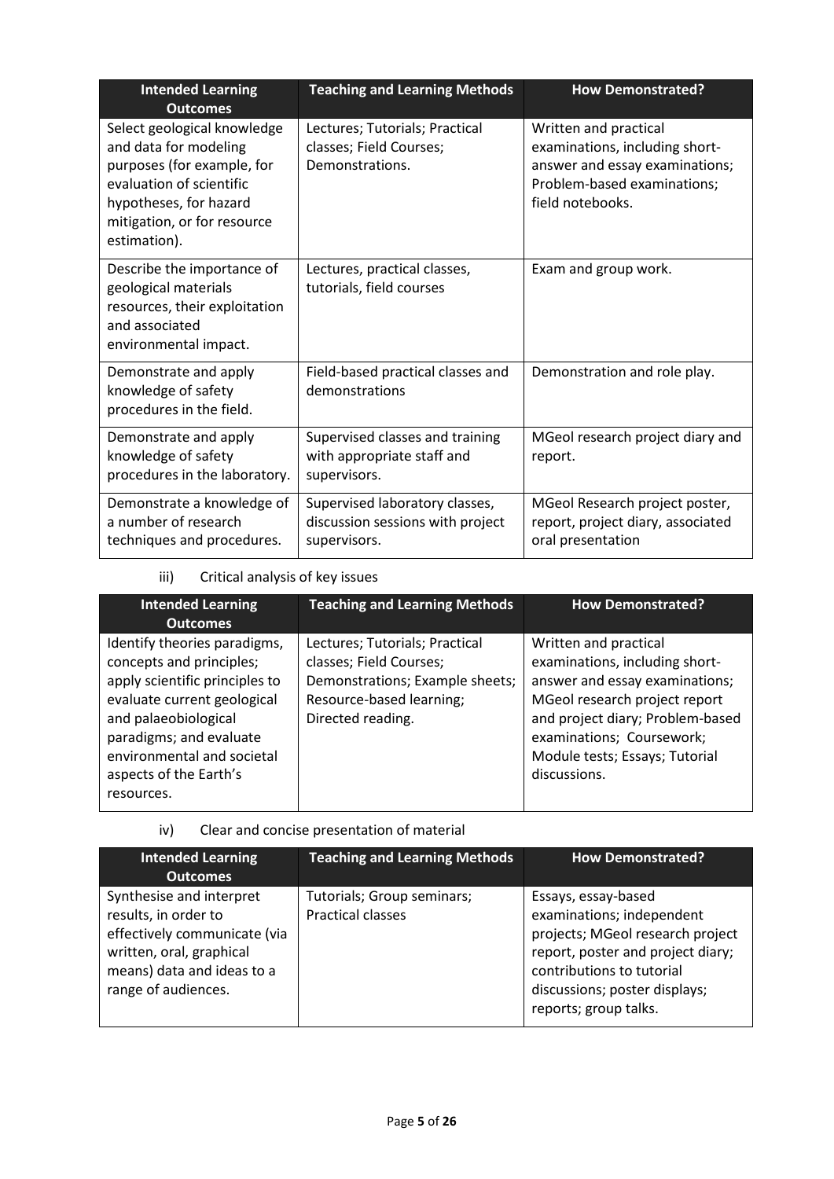| Intended Learning Outcomes | Teaching and Learning Methods | How Demonstrated? |
| --- | --- | --- |
| Select geological knowledge and data for modeling purposes (for example, for evaluation of scientific hypotheses, for hazard mitigation, or for resource estimation). | Lectures; Tutorials; Practical classes; Field Courses; Demonstrations. | Written and practical examinations, including short-answer and essay examinations; Problem-based examinations; field notebooks. |
| Describe the importance of geological materials resources, their exploitation and associated environmental impact. | Lectures, practical classes, tutorials, field courses | Exam and group work. |
| Demonstrate and apply knowledge of safety procedures in the field. | Field-based practical classes and demonstrations | Demonstration and role play. |
| Demonstrate and apply knowledge of safety procedures in the laboratory. | Supervised classes and training with appropriate staff and supervisors. | MGeol research project diary and report. |
| Demonstrate a knowledge of a number of research techniques and procedures. | Supervised laboratory classes, discussion sessions with project supervisors. | MGeol Research project poster, report, project diary, associated oral presentation |

iii) Critical analysis of key issues

| Intended Learning Outcomes | Teaching and Learning Methods | How Demonstrated? |
| --- | --- | --- |
| Identify theories paradigms, concepts and principles; apply scientific principles to evaluate current geological and palaeobiological paradigms; and evaluate environmental and societal aspects of the Earth's resources. | Lectures; Tutorials; Practical classes; Field Courses; Demonstrations; Example sheets; Resource-based learning; Directed reading. | Written and practical examinations, including short-answer and essay examinations; MGeol research project report and project diary; Problem-based examinations; Coursework; Module tests; Essays; Tutorial discussions. |

iv) Clear and concise presentation of material

| Intended Learning Outcomes | Teaching and Learning Methods | How Demonstrated? |
| --- | --- | --- |
| Synthesise and interpret results, in order to effectively communicate (via written, oral, graphical means) data and ideas to a range of audiences. | Tutorials; Group seminars; Practical classes | Essays, essay-based examinations; independent projects; MGeol research project report, poster and project diary; contributions to tutorial discussions; poster displays; reports; group talks. |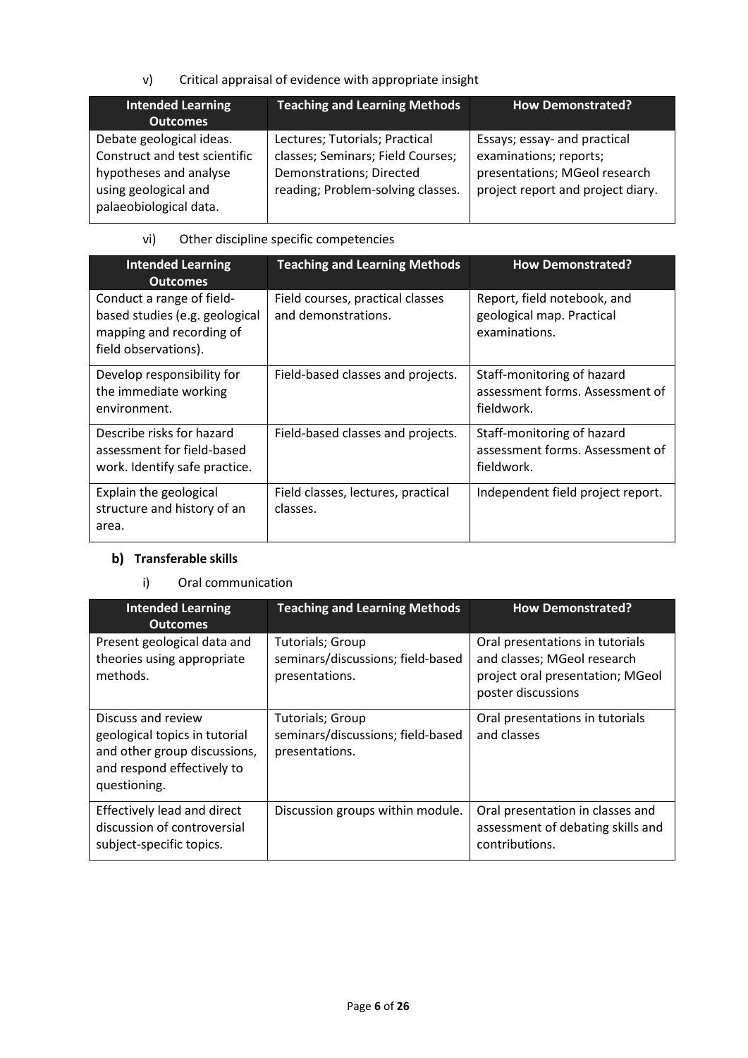v) Critical appraisal of evidence with appropriate insight

| Intended Learning Outcomes | Teaching and Learning Methods | How Demonstrated? |
|---|---|---|
| Debate geological ideas. Construct and test scientific hypotheses and analyse using geological and palaeobiological data. | Lectures; Tutorials; Practical classes; Seminars; Field Courses; Demonstrations; Directed reading; Problem-solving classes. | Essays; essay- and practical examinations; reports; presentations; MGeol research project report and project diary. |

vi) Other discipline specific competencies

| Intended Learning Outcomes | Teaching and Learning Methods | How Demonstrated? |
|---|---|---|
| Conduct a range of field-based studies (e.g. geological mapping and recording of field observations). | Field courses, practical classes and demonstrations. | Report, field notebook, and geological map. Practical examinations. |
| Develop responsibility for the immediate working environment. | Field-based classes and projects. | Staff-monitoring of hazard assessment forms. Assessment of fieldwork. |
| Describe risks for hazard assessment for field-based work. Identify safe practice. | Field-based classes and projects. | Staff-monitoring of hazard assessment forms. Assessment of fieldwork. |
| Explain the geological structure and history of an area. | Field classes, lectures, practical classes. | Independent field project report. |

### b) Transferable skills

i) Oral communication

| Intended Learning Outcomes | Teaching and Learning Methods | How Demonstrated? |
|---|---|---|
| Present geological data and theories using appropriate methods. | Tutorials; Group seminars/discussions; field-based presentations. | Oral presentations in tutorials and classes; MGeol research project oral presentation; MGeol poster discussions |
| Discuss and review geological topics in tutorial and other group discussions, and respond effectively to questioning. | Tutorials; Group seminars/discussions; field-based presentations. | Oral presentations in tutorials and classes |
| Effectively lead and direct discussion of controversial subject-specific topics. | Discussion groups within module. | Oral presentation in classes and assessment of debating skills and contributions. |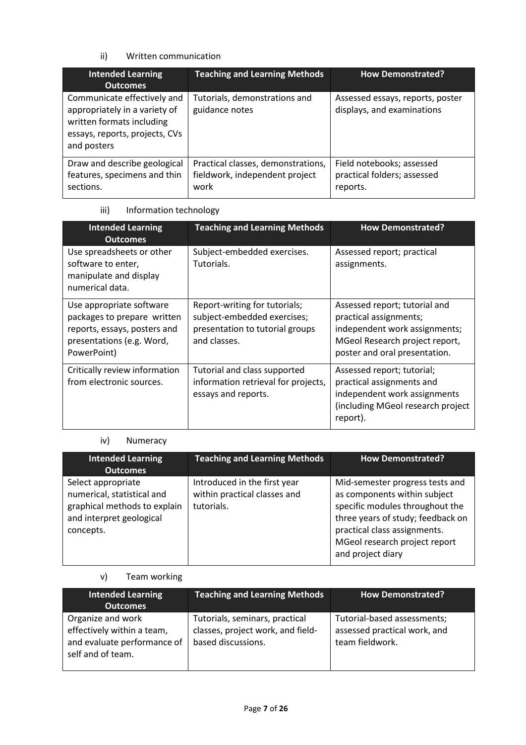ii) Written communication

| Intended Learning Outcomes | Teaching and Learning Methods | How Demonstrated? |
|---|---|---|
| Communicate effectively and appropriately in a variety of written formats including essays, reports, projects, CVs and posters | Tutorials, demonstrations and guidance notes | Assessed essays, reports, poster displays, and examinations |
| Draw and describe geological features, specimens and thin sections. | Practical classes, demonstrations, fieldwork, independent project work | Field notebooks; assessed practical folders; assessed reports. |

iii) Information technology

| Intended Learning Outcomes | Teaching and Learning Methods | How Demonstrated? |
|---|---|---|
| Use spreadsheets or other software to enter, manipulate and display numerical data. | Subject-embedded exercises. Tutorials. | Assessed report; practical assignments. |
| Use appropriate software packages to prepare written reports, essays, posters and presentations (e.g. Word, PowerPoint) | Report-writing for tutorials; subject-embedded exercises; presentation to tutorial groups and classes. | Assessed report; tutorial and practical assignments; independent work assignments; MGeol Research project report, poster and oral presentation. |
| Critically review information from electronic sources. | Tutorial and class supported information retrieval for projects, essays and reports. | Assessed report; tutorial; practical assignments and independent work assignments (including MGeol research project report). |

iv) Numeracy

| Intended Learning Outcomes | Teaching and Learning Methods | How Demonstrated? |
|---|---|---|
| Select appropriate numerical, statistical and graphical methods to explain and interpret geological concepts. | Introduced in the first year within practical classes and tutorials. | Mid-semester progress tests and as components within subject specific modules throughout the three years of study; feedback on practical class assignments. MGeol research project report and project diary |

v) Team working

| Intended Learning Outcomes | Teaching and Learning Methods | How Demonstrated? |
|---|---|---|
| Organize and work effectively within a team, and evaluate performance of self and of team. | Tutorials, seminars, practical classes, project work, and field-based discussions. | Tutorial-based assessments; assessed practical work, and team fieldwork. |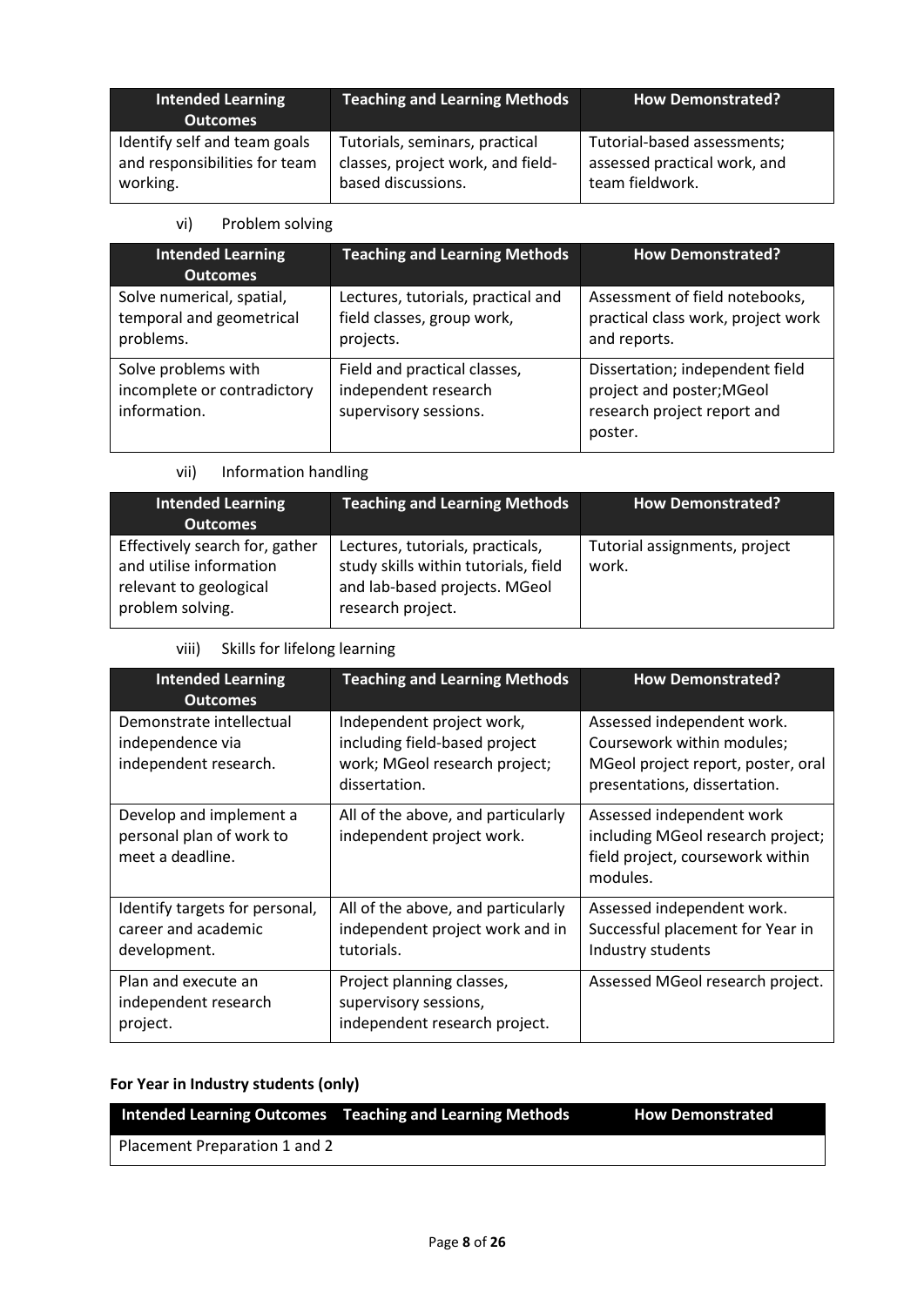| Intended Learning Outcomes | Teaching and Learning Methods | How Demonstrated? |
| --- | --- | --- |
| Identify self and team goals and responsibilities for team working. | Tutorials, seminars, practical classes, project work, and field-based discussions. | Tutorial-based assessments; assessed practical work, and team fieldwork. |

vi) Problem solving

| Intended Learning Outcomes | Teaching and Learning Methods | How Demonstrated? |
| --- | --- | --- |
| Solve numerical, spatial, temporal and geometrical problems. | Lectures, tutorials, practical and field classes, group work, projects. | Assessment of field notebooks, practical class work, project work and reports. |
| Solve problems with incomplete or contradictory information. | Field and practical classes, independent research supervisory sessions. | Dissertation; independent field project and poster;MGeol research project report and poster. |

vii) Information handling

| Intended Learning Outcomes | Teaching and Learning Methods | How Demonstrated? |
| --- | --- | --- |
| Effectively search for, gather and utilise information relevant to geological problem solving. | Lectures, tutorials, practicals, study skills within tutorials, field and lab-based projects. MGeol research project. | Tutorial assignments, project work. |

viii) Skills for lifelong learning

| Intended Learning Outcomes | Teaching and Learning Methods | How Demonstrated? |
| --- | --- | --- |
| Demonstrate intellectual independence via independent research. | Independent project work, including field-based project work; MGeol research project; dissertation. | Assessed independent work. Coursework within modules; MGeol project report, poster, oral presentations, dissertation. |
| Develop and implement a personal plan of work to meet a deadline. | All of the above, and particularly independent project work. | Assessed independent work including MGeol research project; field project, coursework within modules. |
| Identify targets for personal, career and academic development. | All of the above, and particularly independent project work and in tutorials. | Assessed independent work. Successful placement for Year in Industry students |
| Plan and execute an independent research project. | Project planning classes, supervisory sessions, independent research project. | Assessed MGeol research project. |

**For Year in Industry students (only)**

| Intended Learning Outcomes | Teaching and Learning Methods | How Demonstrated |
| --- | --- | --- |
| Placement Preparation 1 and 2 | | |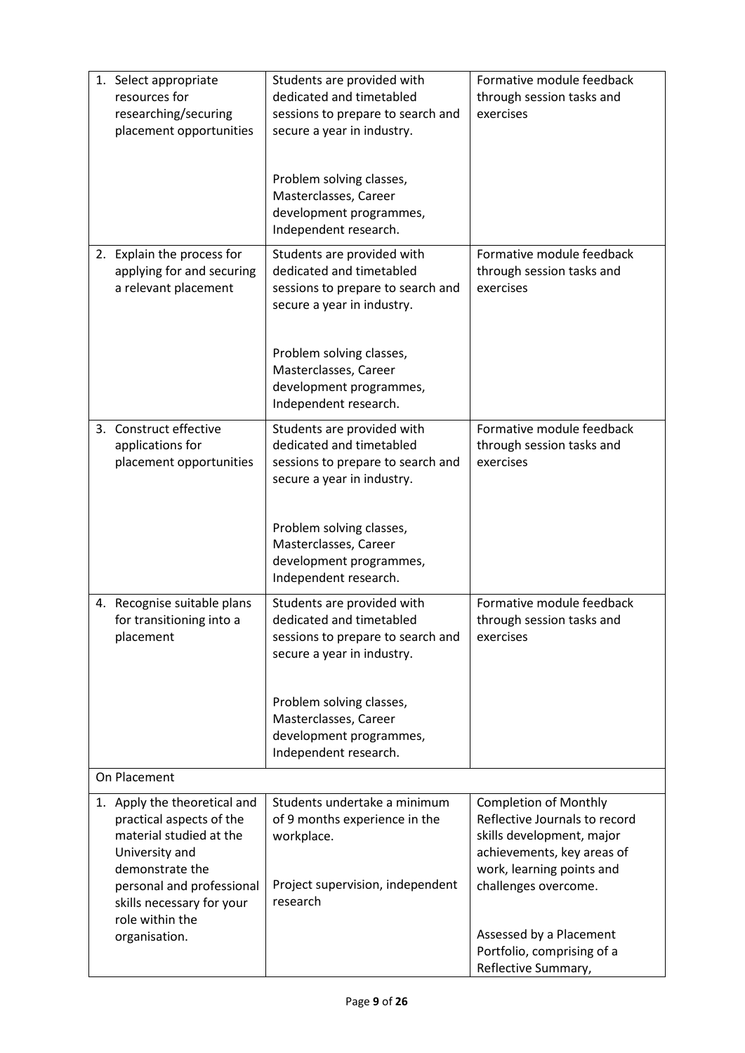| | | |
|---|---|---|
| 1. Select appropriate resources for researching/securing placement opportunities | Students are provided with dedicated and timetabled sessions to prepare to search and secure a year in industry.<br><br>Problem solving classes, Masterclasses, Career development programmes, Independent research. | Formative module feedback through session tasks and exercises |
| 2. Explain the process for applying for and securing a relevant placement | Students are provided with dedicated and timetabled sessions to prepare to search and secure a year in industry.<br><br>Problem solving classes, Masterclasses, Career development programmes, Independent research. | Formative module feedback through session tasks and exercises |
| 3. Construct effective applications for placement opportunities | Students are provided with dedicated and timetabled sessions to prepare to search and secure a year in industry.<br><br>Problem solving classes, Masterclasses, Career development programmes, Independent research. | Formative module feedback through session tasks and exercises |
| 4. Recognise suitable plans for transitioning into a placement | Students are provided with dedicated and timetabled sessions to prepare to search and secure a year in industry.<br><br>Problem solving classes, Masterclasses, Career development programmes, Independent research. | Formative module feedback through session tasks and exercises |
| On Placement | | |
| 1. Apply the theoretical and practical aspects of the material studied at the University and demonstrate the personal and professional skills necessary for your role within the organisation. | Students undertake a minimum of 9 months experience in the workplace.<br><br>Project supervision, independent research | Completion of Monthly Reflective Journals to record skills development, major achievements, key areas of work, learning points and challenges overcome.<br><br>Assessed by a Placement Portfolio, comprising of a Reflective Summary, |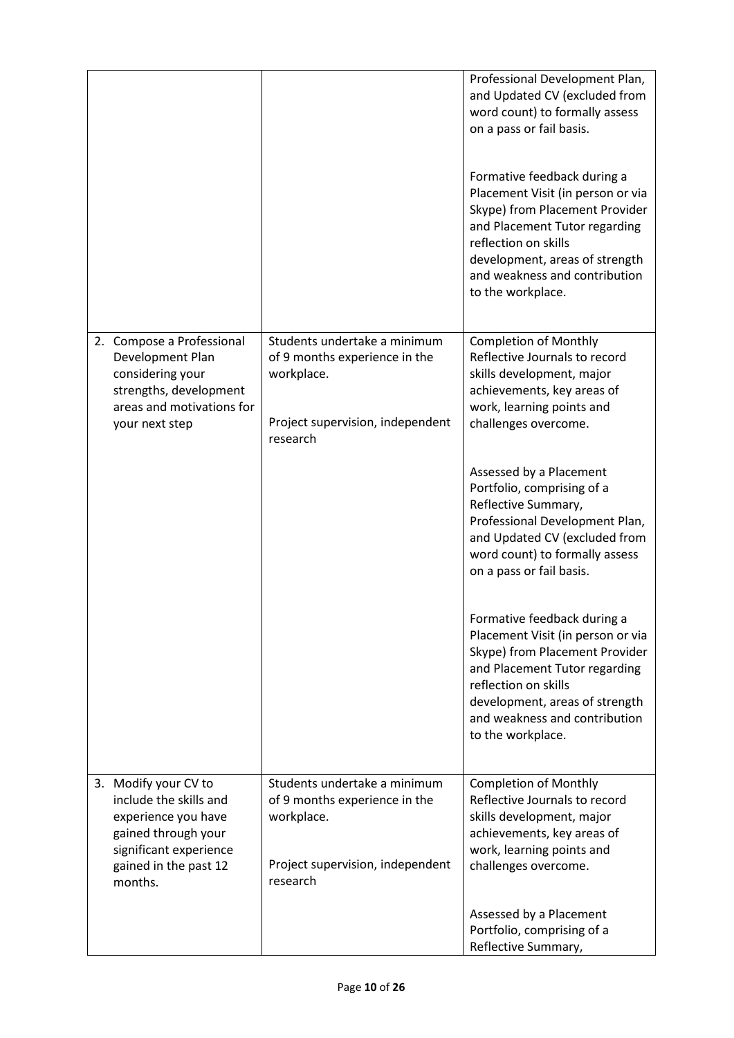| | | |
|---|---|---|
| | | Professional Development Plan, and Updated CV (excluded from word count) to formally assess on a pass or fail basis.<br><br>Formative feedback during a Placement Visit (in person or via Skype) from Placement Provider and Placement Tutor regarding reflection on skills development, areas of strength and weakness and contribution to the workplace. |
| 2. Compose a Professional Development Plan considering your strengths, development areas and motivations for your next step | Students undertake a minimum of 9 months experience in the workplace.<br><br>Project supervision, independent research | Completion of Monthly Reflective Journals to record skills development, major achievements, key areas of work, learning points and challenges overcome.<br><br>Assessed by a Placement Portfolio, comprising of a Reflective Summary, Professional Development Plan, and Updated CV (excluded from word count) to formally assess on a pass or fail basis.<br><br>Formative feedback during a Placement Visit (in person or via Skype) from Placement Provider and Placement Tutor regarding reflection on skills development, areas of strength and weakness and contribution to the workplace. |
| 3. Modify your CV to include the skills and experience you have gained through your significant experience gained in the past 12 months. | Students undertake a minimum of 9 months experience in the workplace.<br><br>Project supervision, independent research | Completion of Monthly Reflective Journals to record skills development, major achievements, key areas of work, learning points and challenges overcome.<br><br>Assessed by a Placement Portfolio, comprising of a Reflective Summary, |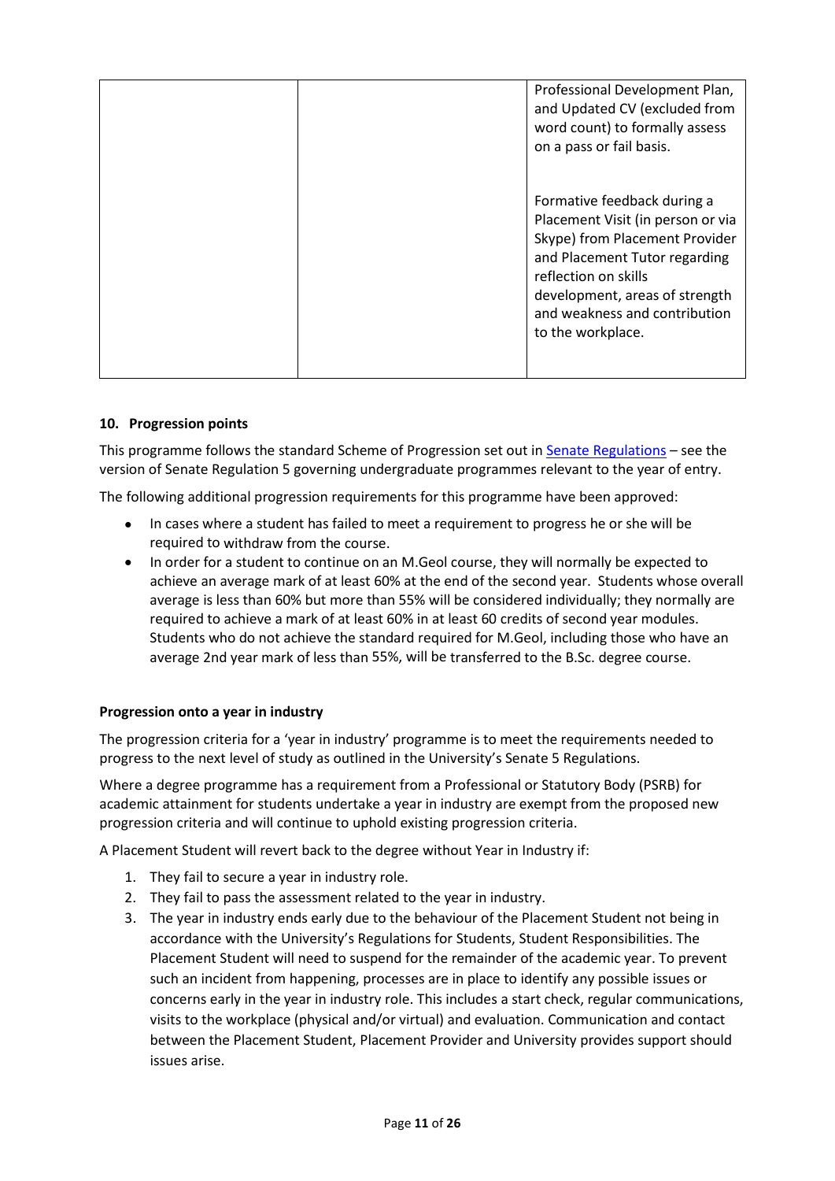| | | |
|---|---|---|
| | | Professional Development Plan, and Updated CV (excluded from word count) to formally assess on a pass or fail basis.<br><br>Formative feedback during a Placement Visit (in person or via Skype) from Placement Provider and Placement Tutor regarding reflection on skills development, areas of strength and weakness and contribution to the workplace. |

### 10. Progression points

This programme follows the standard Scheme of Progression set out in Senate Regulations – see the version of Senate Regulation 5 governing undergraduate programmes relevant to the year of entry.

The following additional progression requirements for this programme have been approved:

- In cases where a student has failed to meet a requirement to progress he or she will be required to withdraw from the course.
- In order for a student to continue on an M.Geol course, they will normally be expected to achieve an average mark of at least 60% at the end of the second year. Students whose overall average is less than 60% but more than 55% will be considered individually; they normally are required to achieve a mark of at least 60% in at least 60 credits of second year modules. Students who do not achieve the standard required for M.Geol, including those who have an average 2nd year mark of less than 55%, will be transferred to the B.Sc. degree course.

**Progression onto a year in industry**

The progression criteria for a 'year in industry' programme is to meet the requirements needed to progress to the next level of study as outlined in the University's Senate 5 Regulations.

Where a degree programme has a requirement from a Professional or Statutory Body (PSRB) for academic attainment for students undertake a year in industry are exempt from the proposed new progression criteria and will continue to uphold existing progression criteria.

A Placement Student will revert back to the degree without Year in Industry if:

1. They fail to secure a year in industry role.
2. They fail to pass the assessment related to the year in industry.
3. The year in industry ends early due to the behaviour of the Placement Student not being in accordance with the University's Regulations for Students, Student Responsibilities. The Placement Student will need to suspend for the remainder of the academic year. To prevent such an incident from happening, processes are in place to identify any possible issues or concerns early in the year in industry role. This includes a start check, regular communications, visits to the workplace (physical and/or virtual) and evaluation. Communication and contact between the Placement Student, Placement Provider and University provides support should issues arise.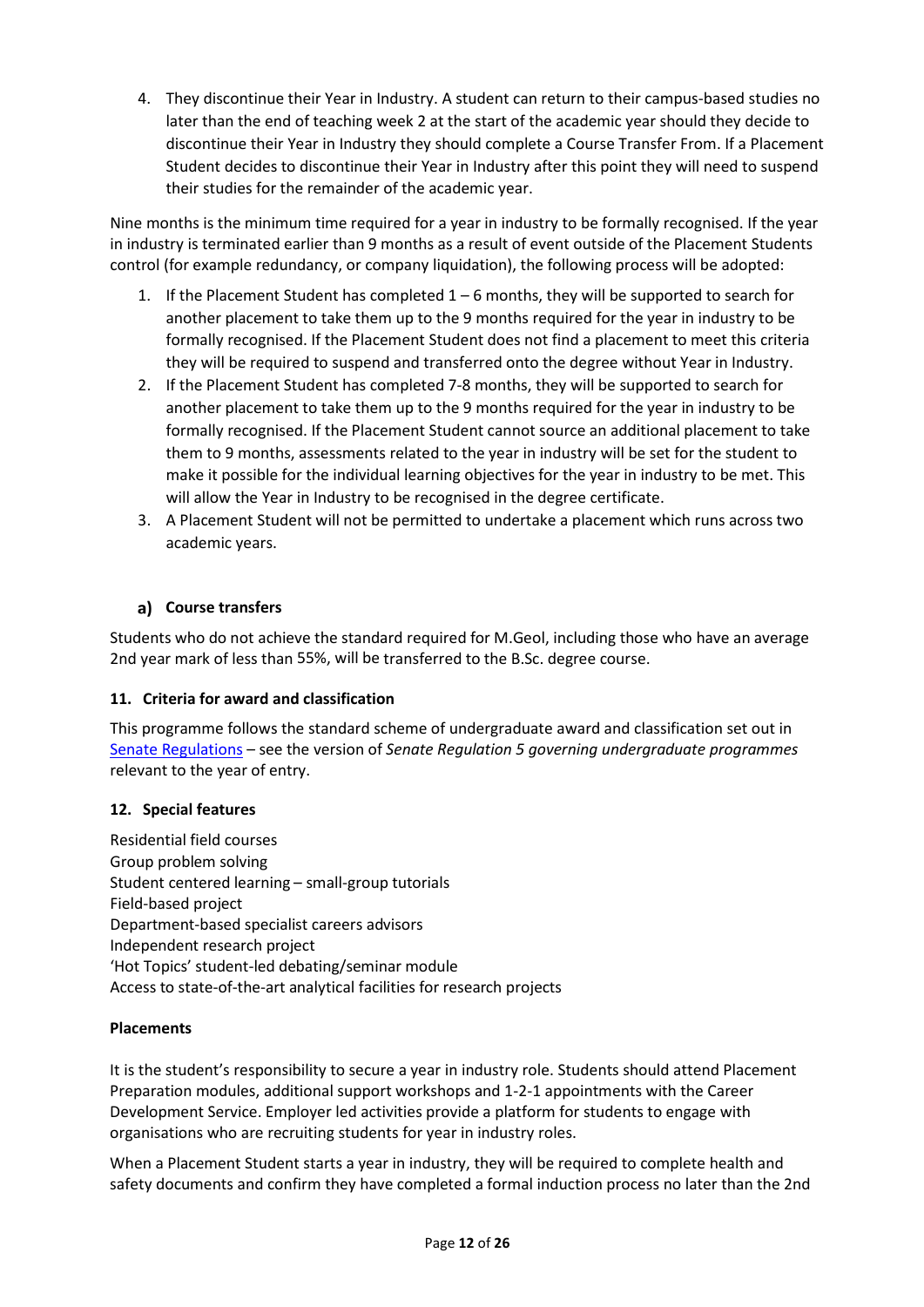4. They discontinue their Year in Industry. A student can return to their campus-based studies no later than the end of teaching week 2 at the start of the academic year should they decide to discontinue their Year in Industry they should complete a Course Transfer From. If a Placement Student decides to discontinue their Year in Industry after this point they will need to suspend their studies for the remainder of the academic year.

Nine months is the minimum time required for a year in industry to be formally recognised. If the year in industry is terminated earlier than 9 months as a result of event outside of the Placement Students control (for example redundancy, or company liquidation), the following process will be adopted:

1. If the Placement Student has completed 1 – 6 months, they will be supported to search for another placement to take them up to the 9 months required for the year in industry to be formally recognised. If the Placement Student does not find a placement to meet this criteria they will be required to suspend and transferred onto the degree without Year in Industry.
2. If the Placement Student has completed 7-8 months, they will be supported to search for another placement to take them up to the 9 months required for the year in industry to be formally recognised. If the Placement Student cannot source an additional placement to take them to 9 months, assessments related to the year in industry will be set for the student to make it possible for the individual learning objectives for the year in industry to be met. This will allow the Year in Industry to be recognised in the degree certificate.
3. A Placement Student will not be permitted to undertake a placement which runs across two academic years.

### a) Course transfers

Students who do not achieve the standard required for M.Geol, including those who have an average 2nd year mark of less than 55%, will be transferred to the B.Sc. degree course.

## 11. Criteria for award and classification

This programme follows the standard scheme of undergraduate award and classification set out in Senate Regulations – see the version of *Senate Regulation 5 governing undergraduate programmes* relevant to the year of entry.

## 12. Special features

Residential field courses
Group problem solving
Student centered learning – small-group tutorials
Field-based project
Department-based specialist careers advisors
Independent research project
'Hot Topics' student-led debating/seminar module
Access to state-of-the-art analytical facilities for research projects

**Placements**

It is the student's responsibility to secure a year in industry role. Students should attend Placement Preparation modules, additional support workshops and 1-2-1 appointments with the Career Development Service. Employer led activities provide a platform for students to engage with organisations who are recruiting students for year in industry roles.

When a Placement Student starts a year in industry, they will be required to complete health and safety documents and confirm they have completed a formal induction process no later than the 2nd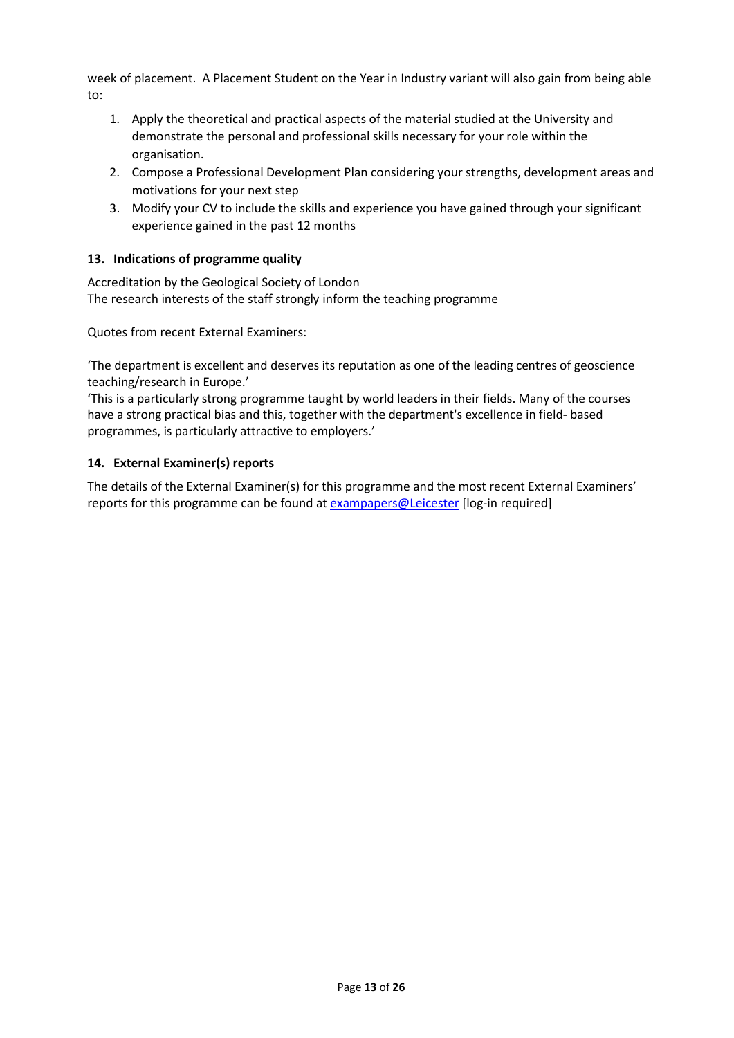week of placement. A Placement Student on the Year in Industry variant will also gain from being able to:

1. Apply the theoretical and practical aspects of the material studied at the University and demonstrate the personal and professional skills necessary for your role within the organisation.
2. Compose a Professional Development Plan considering your strengths, development areas and motivations for your next step
3. Modify your CV to include the skills and experience you have gained through your significant experience gained in the past 12 months

### 13. Indications of programme quality

Accreditation by the Geological Society of London
The research interests of the staff strongly inform the teaching programme

Quotes from recent External Examiners:

'The department is excellent and deserves its reputation as one of the leading centres of geoscience teaching/research in Europe.'
'This is a particularly strong programme taught by world leaders in their fields. Many of the courses have a strong practical bias and this, together with the department's excellence in field- based programmes, is particularly attractive to employers.'

### 14. External Examiner(s) reports

The details of the External Examiner(s) for this programme and the most recent External Examiners' reports for this programme can be found at exampapers@Leicester [log-in required]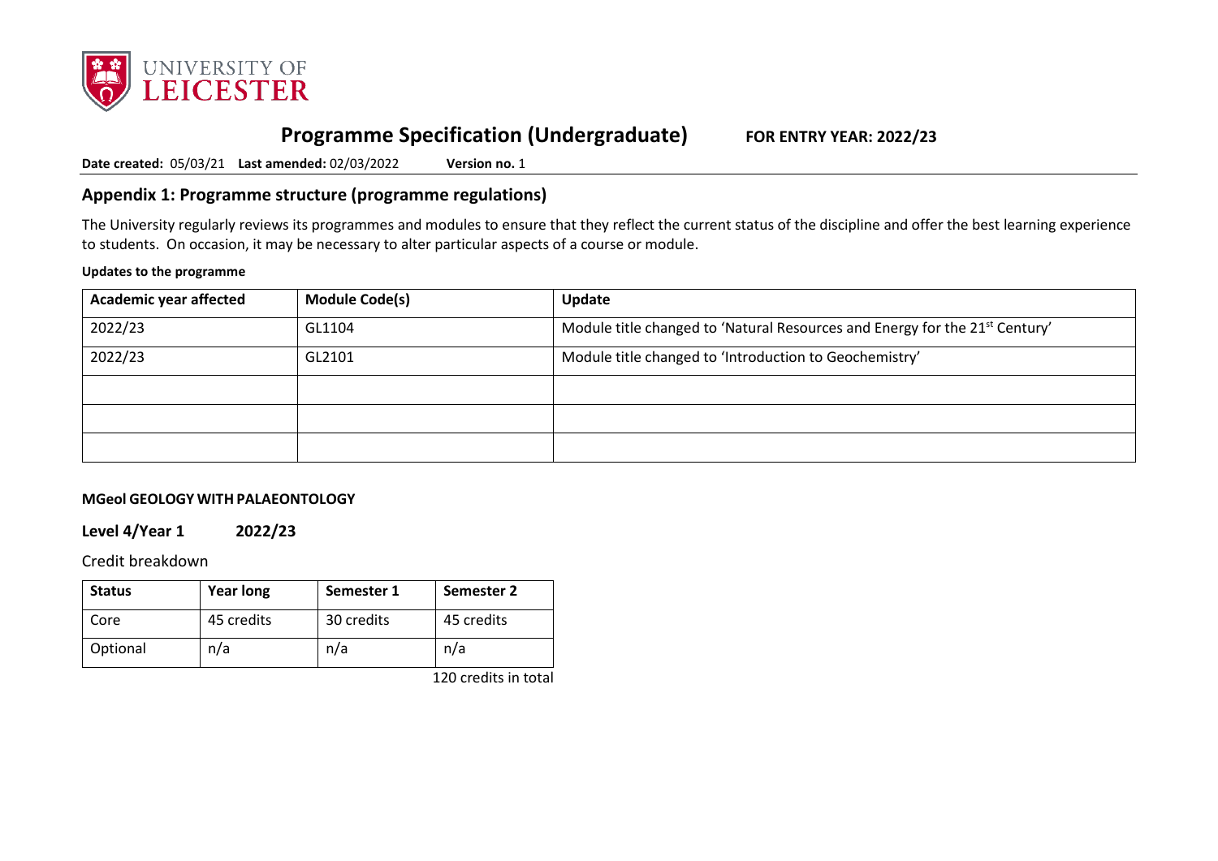# Programme Specification (Undergraduate) FOR ENTRY YEAR: 2022/23

**Date created:** 05/03/21 **Last amended:** 02/03/2022 **Version no.** 1

## Appendix 1: Programme structure (programme regulations)

The University regularly reviews its programmes and modules to ensure that they reflect the current status of the discipline and offer the best learning experience to students. On occasion, it may be necessary to alter particular aspects of a course or module.

**Updates to the programme**

| Academic year affected | Module Code(s) | Update |
|---|---|---|
| 2022/23 | GL1104 | Module title changed to 'Natural Resources and Energy for the 21st Century' |
| 2022/23 | GL2101 | Module title changed to 'Introduction to Geochemistry' |
| | | |
| | | |
| | | |

**MGeol GEOLOGY WITH PALAEONTOLOGY**

### Level 4/Year 1 2022/23

Credit breakdown

| Status | Year long | Semester 1 | Semester 2 |
|---|---|---|---|
| Core | 45 credits | 30 credits | 45 credits |
| Optional | n/a | n/a | n/a |

120 credits in total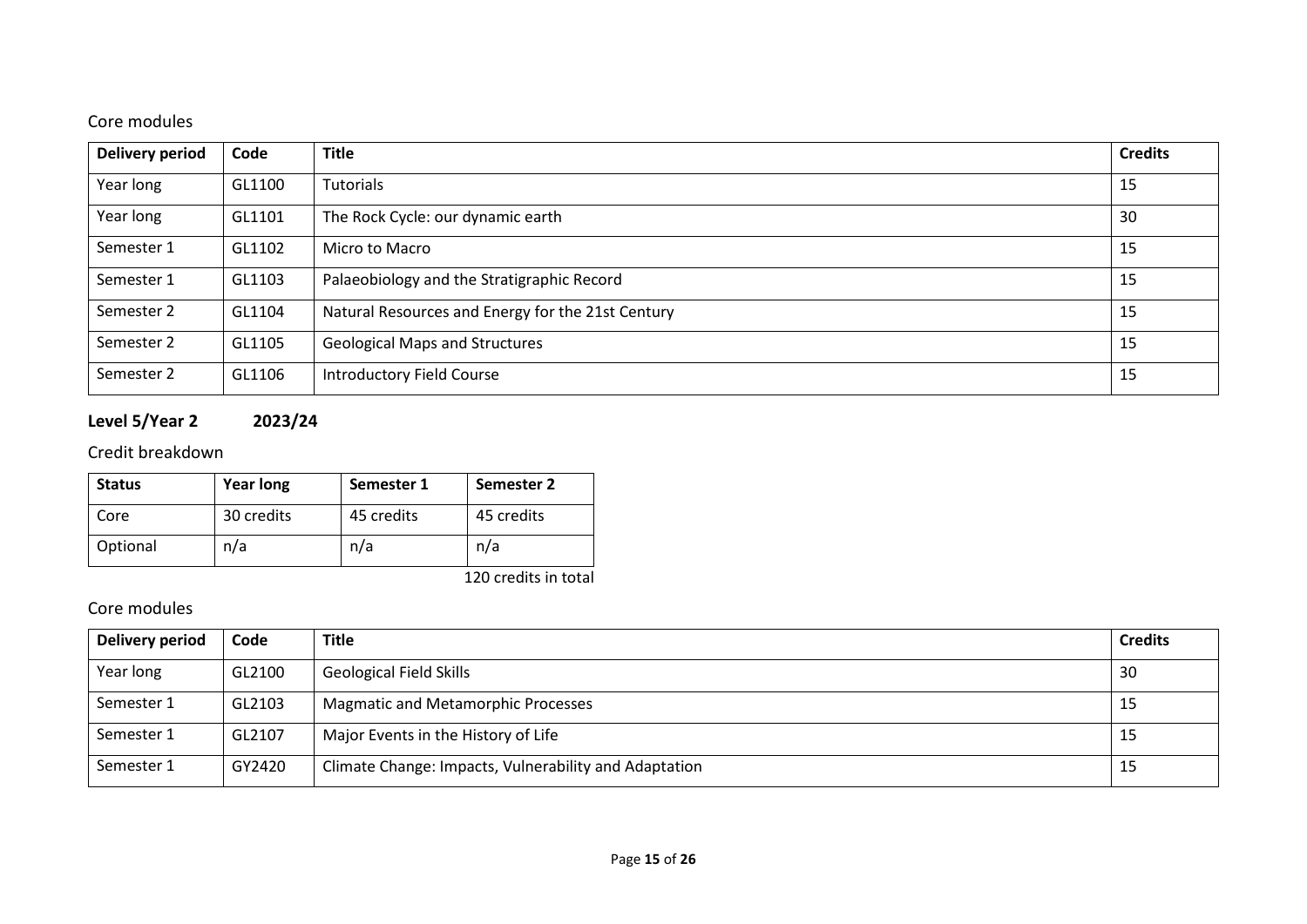Core modules

| Delivery period | Code | Title | Credits |
|---|---|---|---|
| Year long | GL1100 | Tutorials | 15 |
| Year long | GL1101 | The Rock Cycle: our dynamic earth | 30 |
| Semester 1 | GL1102 | Micro to Macro | 15 |
| Semester 1 | GL1103 | Palaeobiology and the Stratigraphic Record | 15 |
| Semester 2 | GL1104 | Natural Resources and Energy for the 21st Century | 15 |
| Semester 2 | GL1105 | Geological Maps and Structures | 15 |
| Semester 2 | GL1106 | Introductory Field Course | 15 |

**Level 5/Year 2 2023/24**

Credit breakdown

| Status | Year long | Semester 1 | Semester 2 |
|---|---|---|---|
| Core | 30 credits | 45 credits | 45 credits |
| Optional | n/a | n/a | n/a |

120 credits in total

Core modules

| Delivery period | Code | Title | Credits |
|---|---|---|---|
| Year long | GL2100 | Geological Field Skills | 30 |
| Semester 1 | GL2103 | Magmatic and Metamorphic Processes | 15 |
| Semester 1 | GL2107 | Major Events in the History of Life | 15 |
| Semester 1 | GY2420 | Climate Change: Impacts, Vulnerability and Adaptation | 15 |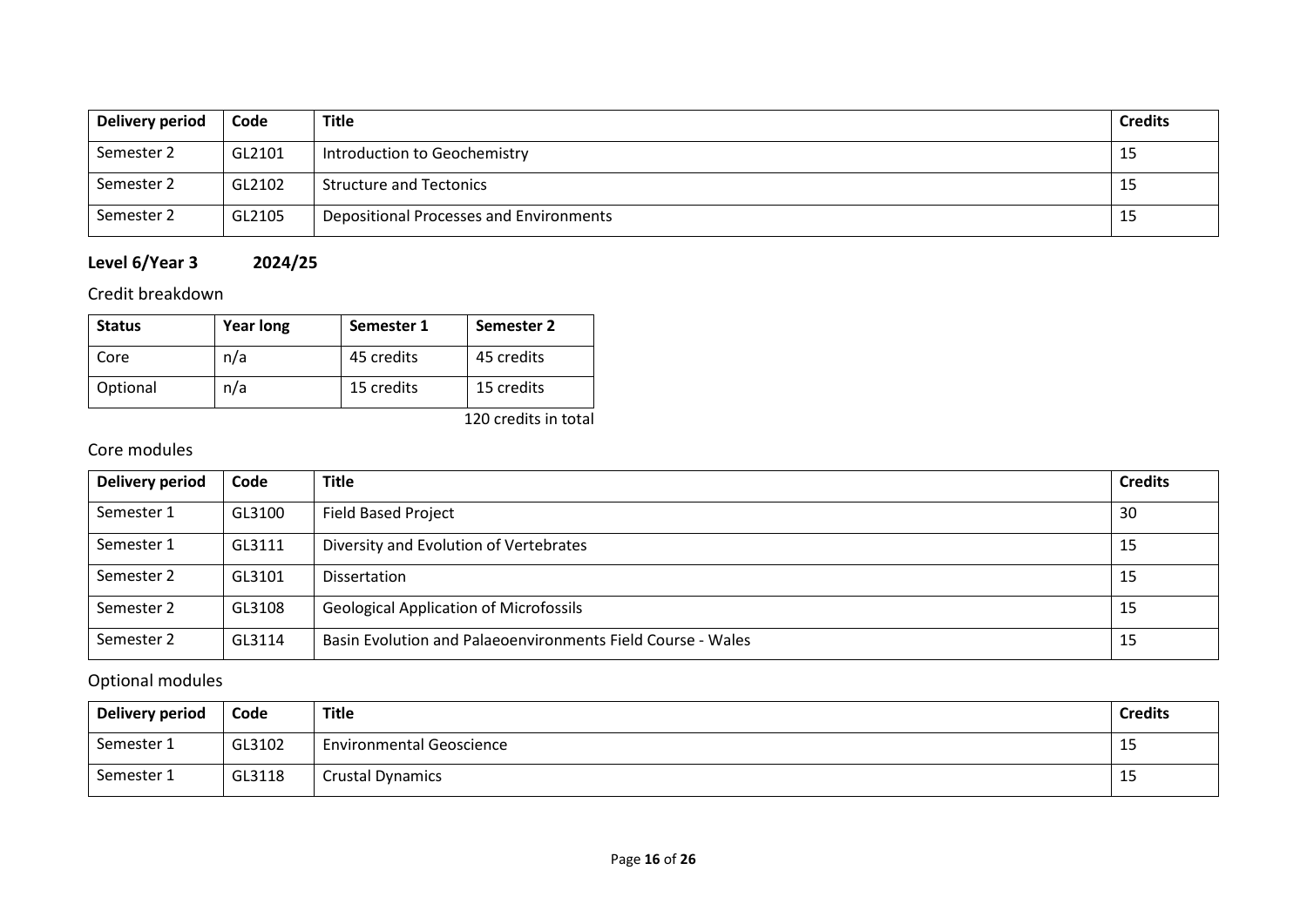| Delivery period | Code | Title | Credits |
|---|---|---|---|
| Semester 2 | GL2101 | Introduction to Geochemistry | 15 |
| Semester 2 | GL2102 | Structure and Tectonics | 15 |
| Semester 2 | GL2105 | Depositional Processes and Environments | 15 |

**Level 6/Year 3 2024/25**

Credit breakdown

| Status | Year long | Semester 1 | Semester 2 |
|---|---|---|---|
| Core | n/a | 45 credits | 45 credits |
| Optional | n/a | 15 credits | 15 credits |

120 credits in total

Core modules

| Delivery period | Code | Title | Credits |
|---|---|---|---|
| Semester 1 | GL3100 | Field Based Project | 30 |
| Semester 1 | GL3111 | Diversity and Evolution of Vertebrates | 15 |
| Semester 2 | GL3101 | Dissertation | 15 |
| Semester 2 | GL3108 | Geological Application of Microfossils | 15 |
| Semester 2 | GL3114 | Basin Evolution and Palaeoenvironments Field Course - Wales | 15 |

Optional modules

| Delivery period | Code | Title | Credits |
|---|---|---|---|
| Semester 1 | GL3102 | Environmental Geoscience | 15 |
| Semester 1 | GL3118 | Crustal Dynamics | 15 |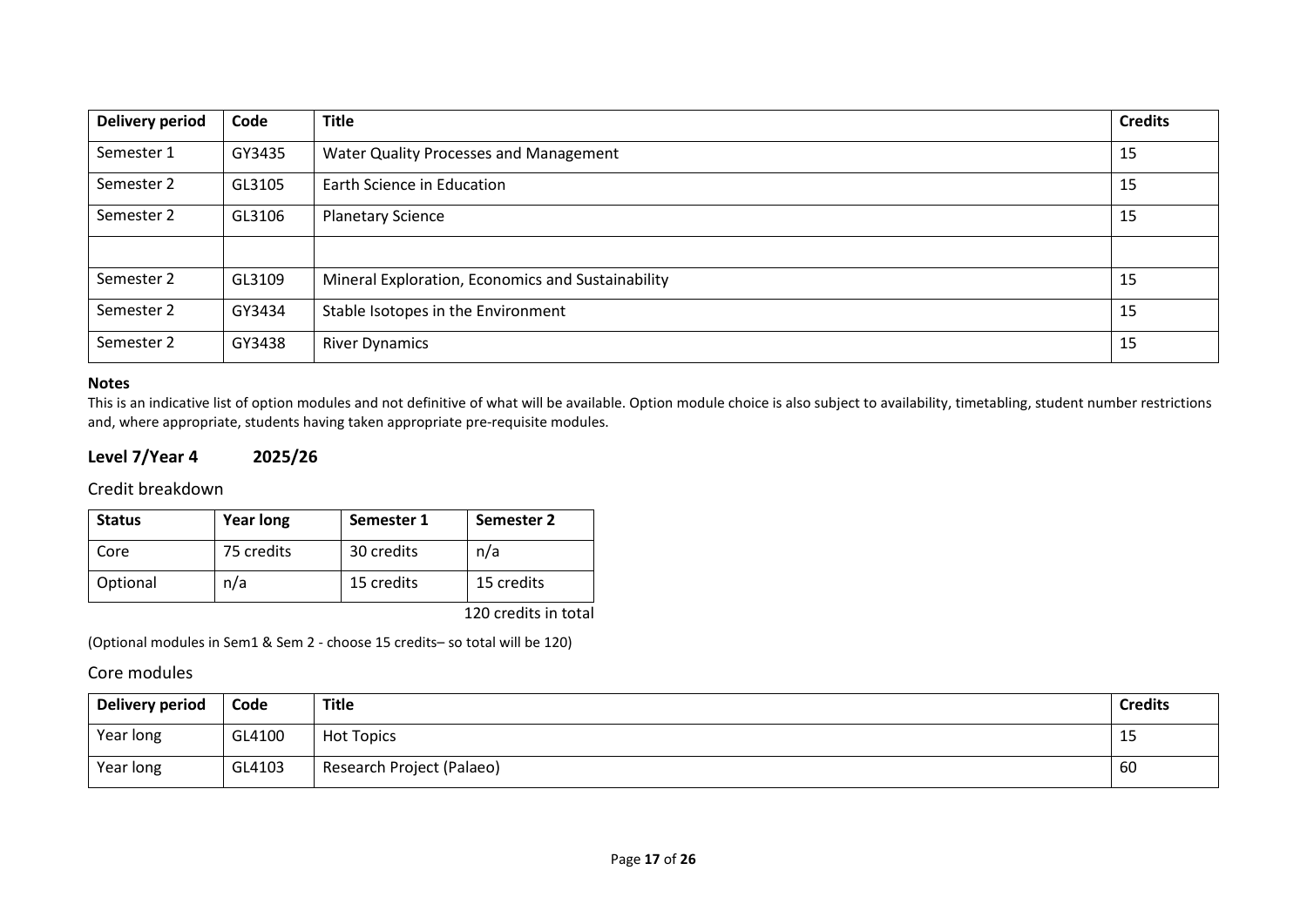| Delivery period | Code | Title | Credits |
|---|---|---|---|
| Semester 1 | GY3435 | Water Quality Processes and Management | 15 |
| Semester 2 | GL3105 | Earth Science in Education | 15 |
| Semester 2 | GL3106 | Planetary Science | 15 |
| | | | |
| Semester 2 | GL3109 | Mineral Exploration, Economics and Sustainability | 15 |
| Semester 2 | GY3434 | Stable Isotopes in the Environment | 15 |
| Semester 2 | GY3438 | River Dynamics | 15 |

**Notes**

This is an indicative list of option modules and not definitive of what will be available. Option module choice is also subject to availability, timetabling, student number restrictions and, where appropriate, students having taken appropriate pre-requisite modules.

## Level 7/Year 4 2025/26

### Credit breakdown

| Status | Year long | Semester 1 | Semester 2 |
|---|---|---|---|
| Core | 75 credits | 30 credits | n/a |
| Optional | n/a | 15 credits | 15 credits |

120 credits in total

(Optional modules in Sem1 & Sem 2 - choose 15 credits– so total will be 120)

### Core modules

| Delivery period | Code | Title | Credits |
|---|---|---|---|
| Year long | GL4100 | Hot Topics | 15 |
| Year long | GL4103 | Research Project (Palaeo) | 60 |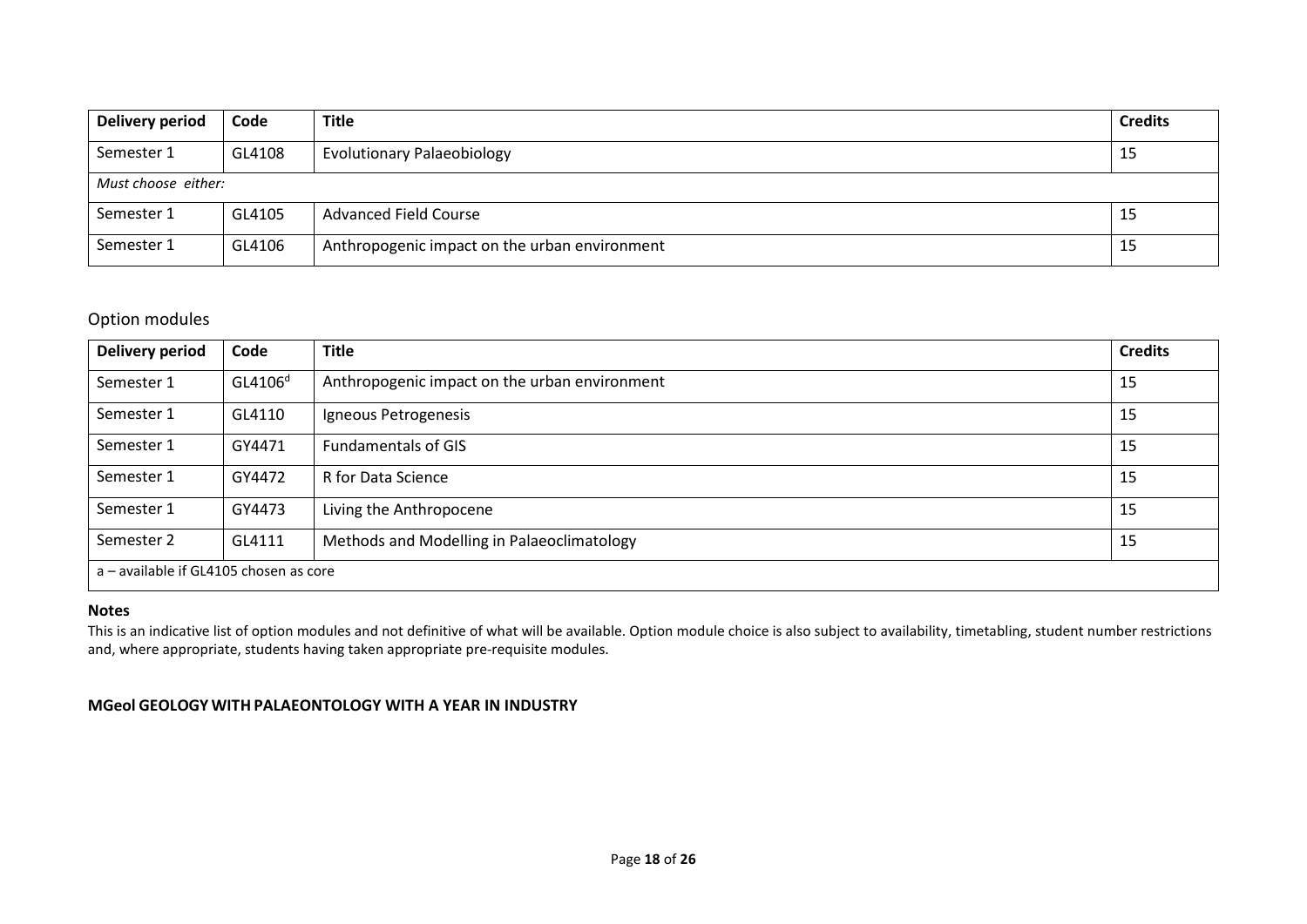| Delivery period | Code | Title | Credits |
|---|---|---|---|
| Semester 1 | GL4108 | Evolutionary Palaeobiology | 15 |
| *Must choose either:* | | | |
| Semester 1 | GL4105 | Advanced Field Course | 15 |
| Semester 1 | GL4106 | Anthropogenic impact on the urban environment | 15 |

## Option modules

| Delivery period | Code | Title | Credits |
|---|---|---|---|
| Semester 1 | GL4106[d] | Anthropogenic impact on the urban environment | 15 |
| Semester 1 | GL4110 | Igneous Petrogenesis | 15 |
| Semester 1 | GY4471 | Fundamentals of GIS | 15 |
| Semester 1 | GY4472 | R for Data Science | 15 |
| Semester 1 | GY4473 | Living the Anthropocene | 15 |
| Semester 2 | GL4111 | Methods and Modelling in Palaeoclimatology | 15 |
| a – available if GL4105 chosen as core | | | |

**Notes**

This is an indicative list of option modules and not definitive of what will be available. Option module choice is also subject to availability, timetabling, student number restrictions and, where appropriate, students having taken appropriate pre-requisite modules.

**MGeol GEOLOGY WITH PALAEONTOLOGY WITH A YEAR IN INDUSTRY**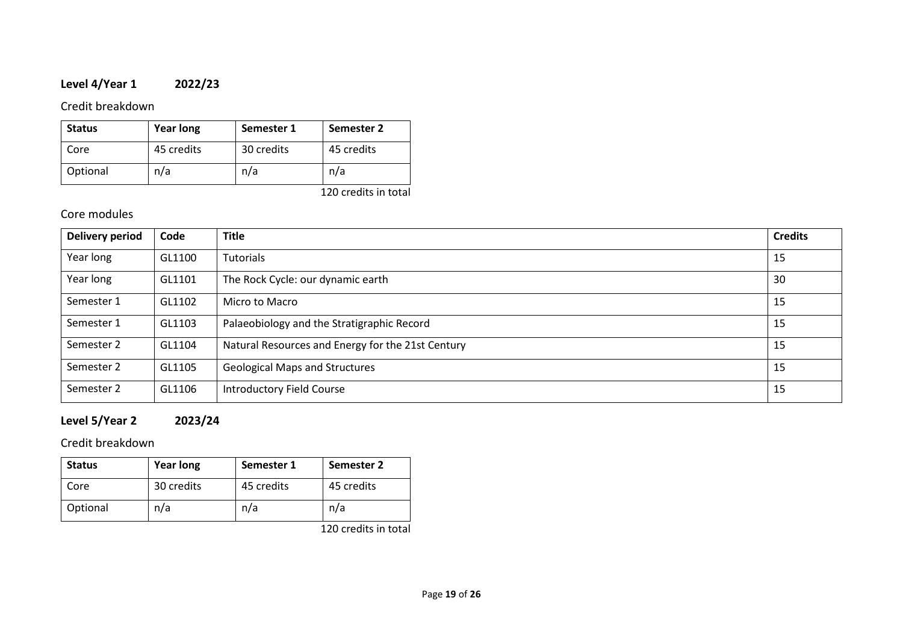**Level 4/Year 1 2022/23**

Credit breakdown

| Status | Year long | Semester 1 | Semester 2 |
|---|---|---|---|
| Core | 45 credits | 30 credits | 45 credits |
| Optional | n/a | n/a | n/a |

120 credits in total

Core modules

| Delivery period | Code | Title | Credits |
|---|---|---|---|
| Year long | GL1100 | Tutorials | 15 |
| Year long | GL1101 | The Rock Cycle: our dynamic earth | 30 |
| Semester 1 | GL1102 | Micro to Macro | 15 |
| Semester 1 | GL1103 | Palaeobiology and the Stratigraphic Record | 15 |
| Semester 2 | GL1104 | Natural Resources and Energy for the 21st Century | 15 |
| Semester 2 | GL1105 | Geological Maps and Structures | 15 |
| Semester 2 | GL1106 | Introductory Field Course | 15 |

**Level 5/Year 2 2023/24**

Credit breakdown

| Status | Year long | Semester 1 | Semester 2 |
|---|---|---|---|
| Core | 30 credits | 45 credits | 45 credits |
| Optional | n/a | n/a | n/a |

120 credits in total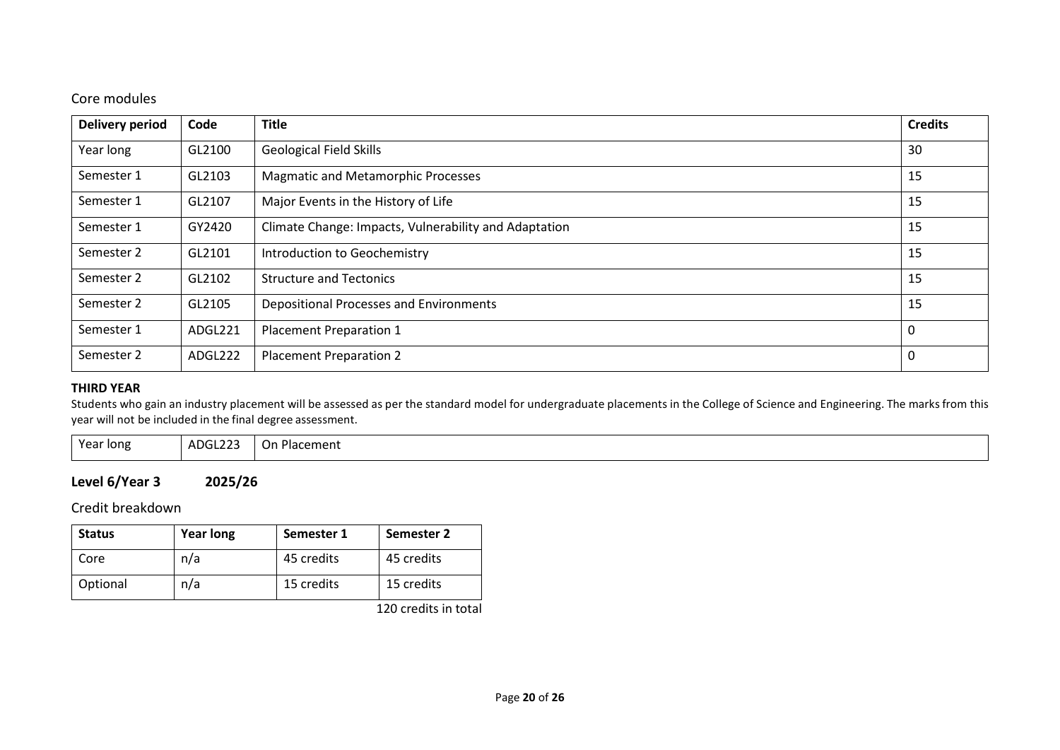Core modules

| Delivery period | Code | Title | Credits |
|---|---|---|---|
| Year long | GL2100 | Geological Field Skills | 30 |
| Semester 1 | GL2103 | Magmatic and Metamorphic Processes | 15 |
| Semester 1 | GL2107 | Major Events in the History of Life | 15 |
| Semester 1 | GY2420 | Climate Change: Impacts, Vulnerability and Adaptation | 15 |
| Semester 2 | GL2101 | Introduction to Geochemistry | 15 |
| Semester 2 | GL2102 | Structure and Tectonics | 15 |
| Semester 2 | GL2105 | Depositional Processes and Environments | 15 |
| Semester 1 | ADGL221 | Placement Preparation 1 | 0 |
| Semester 2 | ADGL222 | Placement Preparation 2 | 0 |

**THIRD YEAR**

Students who gain an industry placement will be assessed as per the standard model for undergraduate placements in the College of Science and Engineering. The marks from this year will not be included in the final degree assessment.

| | | |
|---|---|---|
| Year long | ADGL223 | On Placement |

## Level 6/Year 3 2025/26

Credit breakdown

| Status | Year long | Semester 1 | Semester 2 |
|---|---|---|---|
| Core | n/a | 45 credits | 45 credits |
| Optional | n/a | 15 credits | 15 credits |

120 credits in total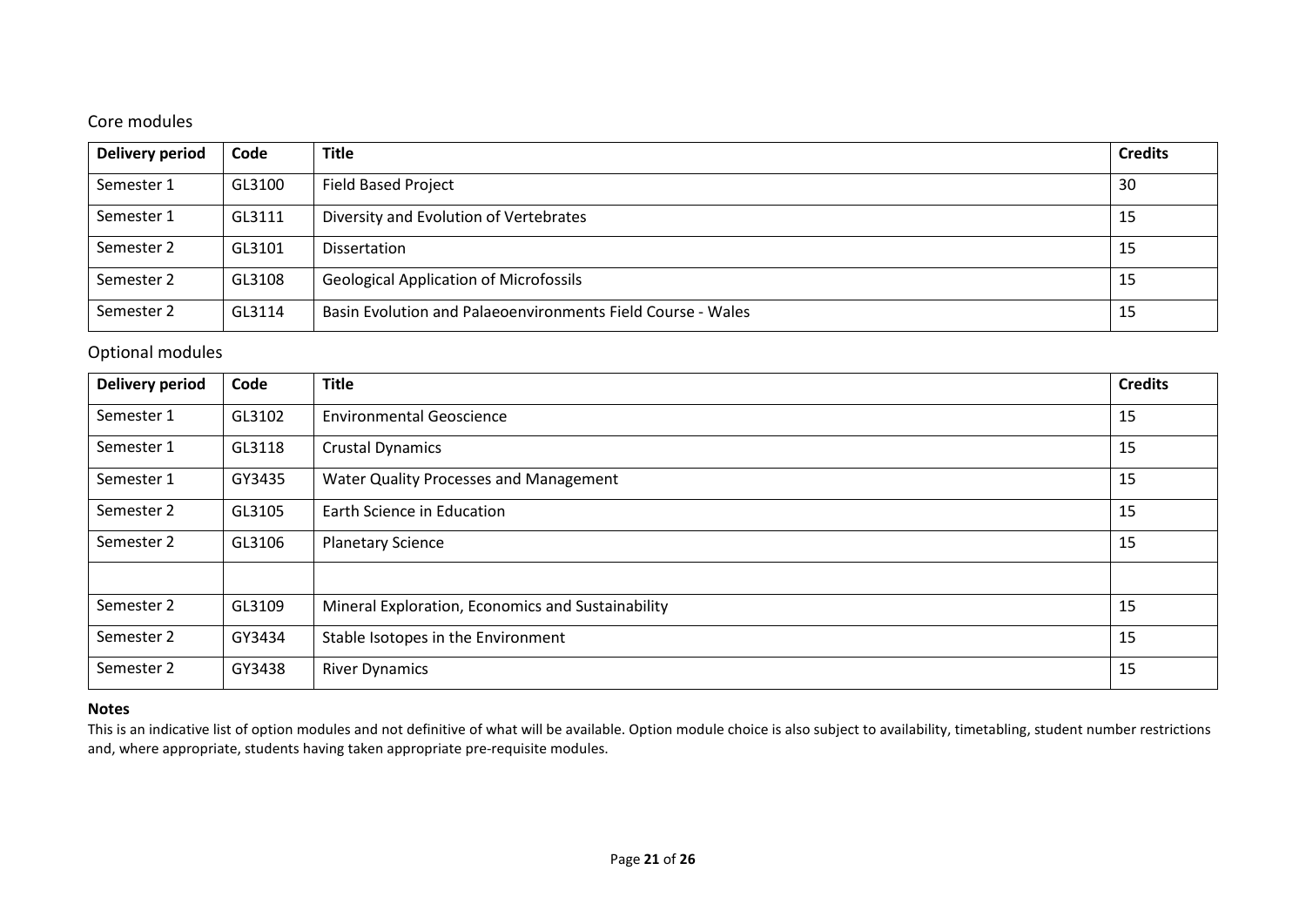## Core modules

| Delivery period | Code | Title | Credits |
|---|---|---|---|
| Semester 1 | GL3100 | Field Based Project | 30 |
| Semester 1 | GL3111 | Diversity and Evolution of Vertebrates | 15 |
| Semester 2 | GL3101 | Dissertation | 15 |
| Semester 2 | GL3108 | Geological Application of Microfossils | 15 |
| Semester 2 | GL3114 | Basin Evolution and Palaeoenvironments Field Course - Wales | 15 |

## Optional modules

| Delivery period | Code | Title | Credits |
|---|---|---|---|
| Semester 1 | GL3102 | Environmental Geoscience | 15 |
| Semester 1 | GL3118 | Crustal Dynamics | 15 |
| Semester 1 | GY3435 | Water Quality Processes and Management | 15 |
| Semester 2 | GL3105 | Earth Science in Education | 15 |
| Semester 2 | GL3106 | Planetary Science | 15 |
| | | | |
| Semester 2 | GL3109 | Mineral Exploration, Economics and Sustainability | 15 |
| Semester 2 | GY3434 | Stable Isotopes in the Environment | 15 |
| Semester 2 | GY3438 | River Dynamics | 15 |

**Notes**

This is an indicative list of option modules and not definitive of what will be available. Option module choice is also subject to availability, timetabling, student number restrictions and, where appropriate, students having taken appropriate pre-requisite modules.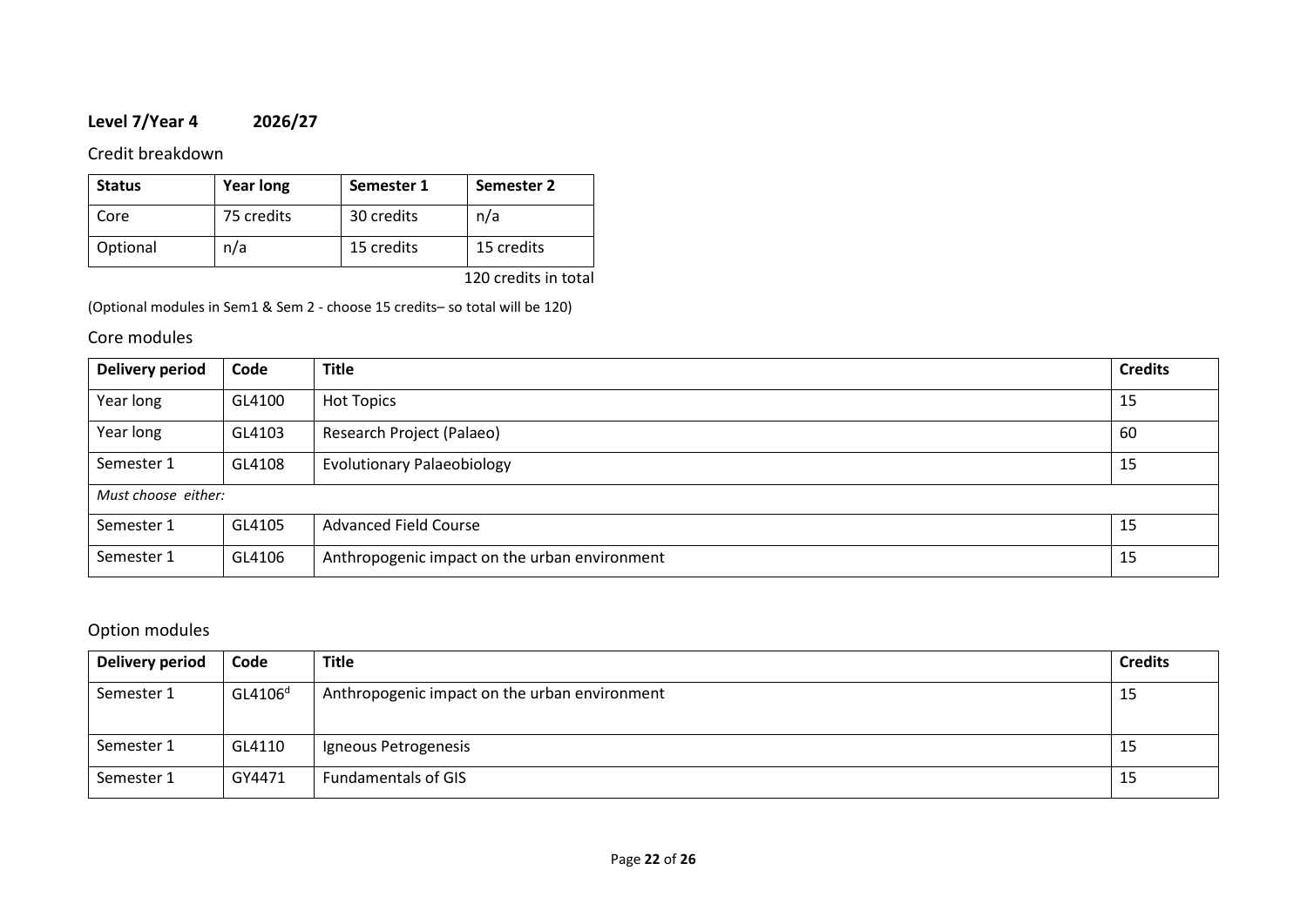**Level 7/Year 4 2026/27**

Credit breakdown

| Status | Year long | Semester 1 | Semester 2 |
|---|---|---|---|
| Core | 75 credits | 30 credits | n/a |
| Optional | n/a | 15 credits | 15 credits |

120 credits in total

(Optional modules in Sem1 & Sem 2 - choose 15 credits– so total will be 120)

Core modules

| Delivery period | Code | Title | Credits |
|---|---|---|---|
| Year long | GL4100 | Hot Topics | 15 |
| Year long | GL4103 | Research Project (Palaeo) | 60 |
| Semester 1 | GL4108 | Evolutionary Palaeobiology | 15 |
| *Must choose either:* | | | |
| Semester 1 | GL4105 | Advanced Field Course | 15 |
| Semester 1 | GL4106 | Anthropogenic impact on the urban environment | 15 |

Option modules

| Delivery period | Code | Title | Credits |
|---|---|---|---|
| Semester 1 | GL4106[d] | Anthropogenic impact on the urban environment | 15 |
| Semester 1 | GL4110 | Igneous Petrogenesis | 15 |
| Semester 1 | GY4471 | Fundamentals of GIS | 15 |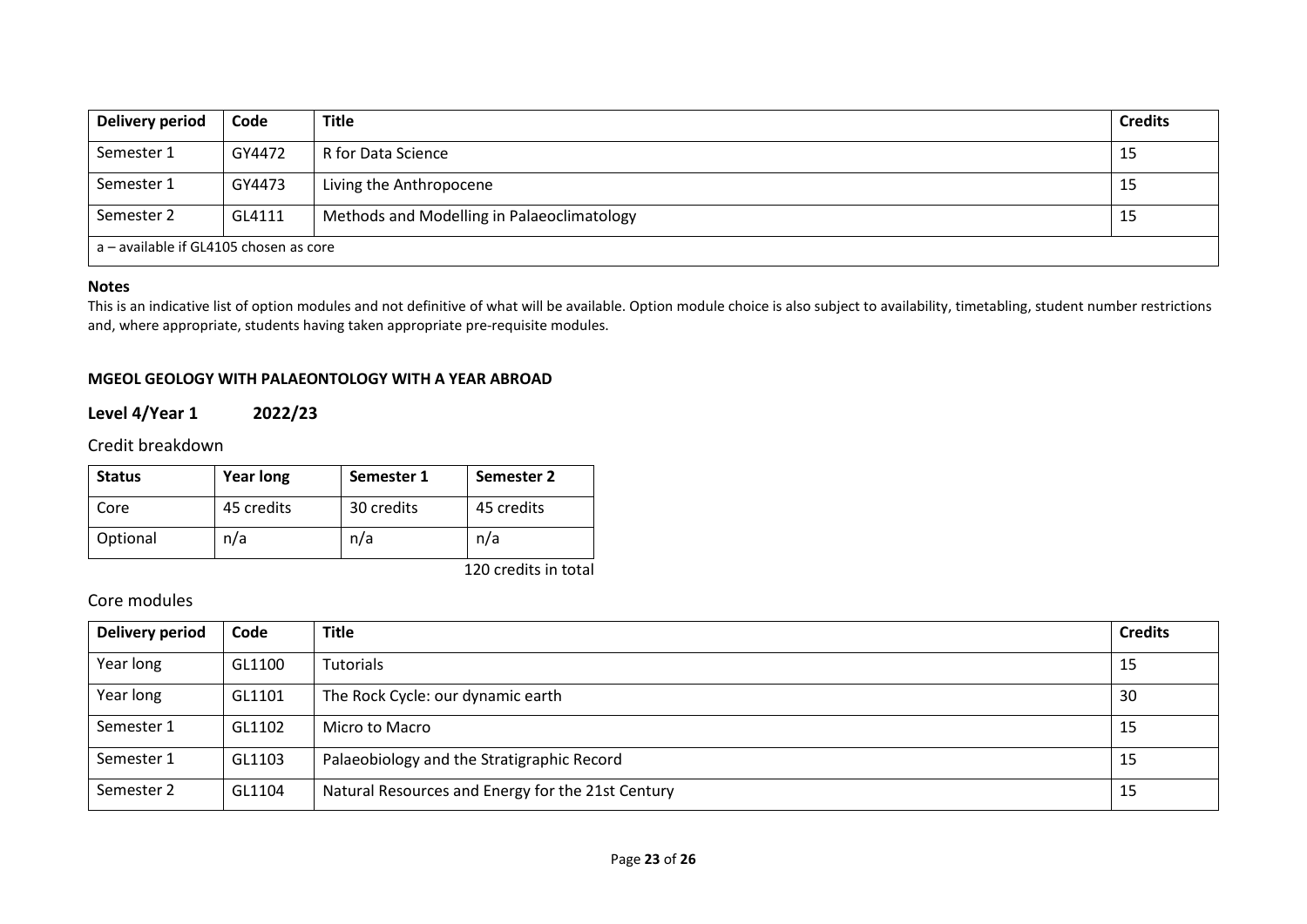| Delivery period | Code | Title | Credits |
|---|---|---|---|
| Semester 1 | GY4472 | R for Data Science | 15 |
| Semester 1 | GY4473 | Living the Anthropocene | 15 |
| Semester 2 | GL4111 | Methods and Modelling in Palaeoclimatology | 15 |
| a – available if GL4105 chosen as core | | | |

**Notes**

This is an indicative list of option modules and not definitive of what will be available. Option module choice is also subject to availability, timetabling, student number restrictions and, where appropriate, students having taken appropriate pre-requisite modules.

**MGEOL GEOLOGY WITH PALAEONTOLOGY WITH A YEAR ABROAD**

## Level 4/Year 1 2022/23

### Credit breakdown

| Status | Year long | Semester 1 | Semester 2 |
|---|---|---|---|
| Core | 45 credits | 30 credits | 45 credits |
| Optional | n/a | n/a | n/a |

120 credits in total

### Core modules

| Delivery period | Code | Title | Credits |
|---|---|---|---|
| Year long | GL1100 | Tutorials | 15 |
| Year long | GL1101 | The Rock Cycle: our dynamic earth | 30 |
| Semester 1 | GL1102 | Micro to Macro | 15 |
| Semester 1 | GL1103 | Palaeobiology and the Stratigraphic Record | 15 |
| Semester 2 | GL1104 | Natural Resources and Energy for the 21st Century | 15 |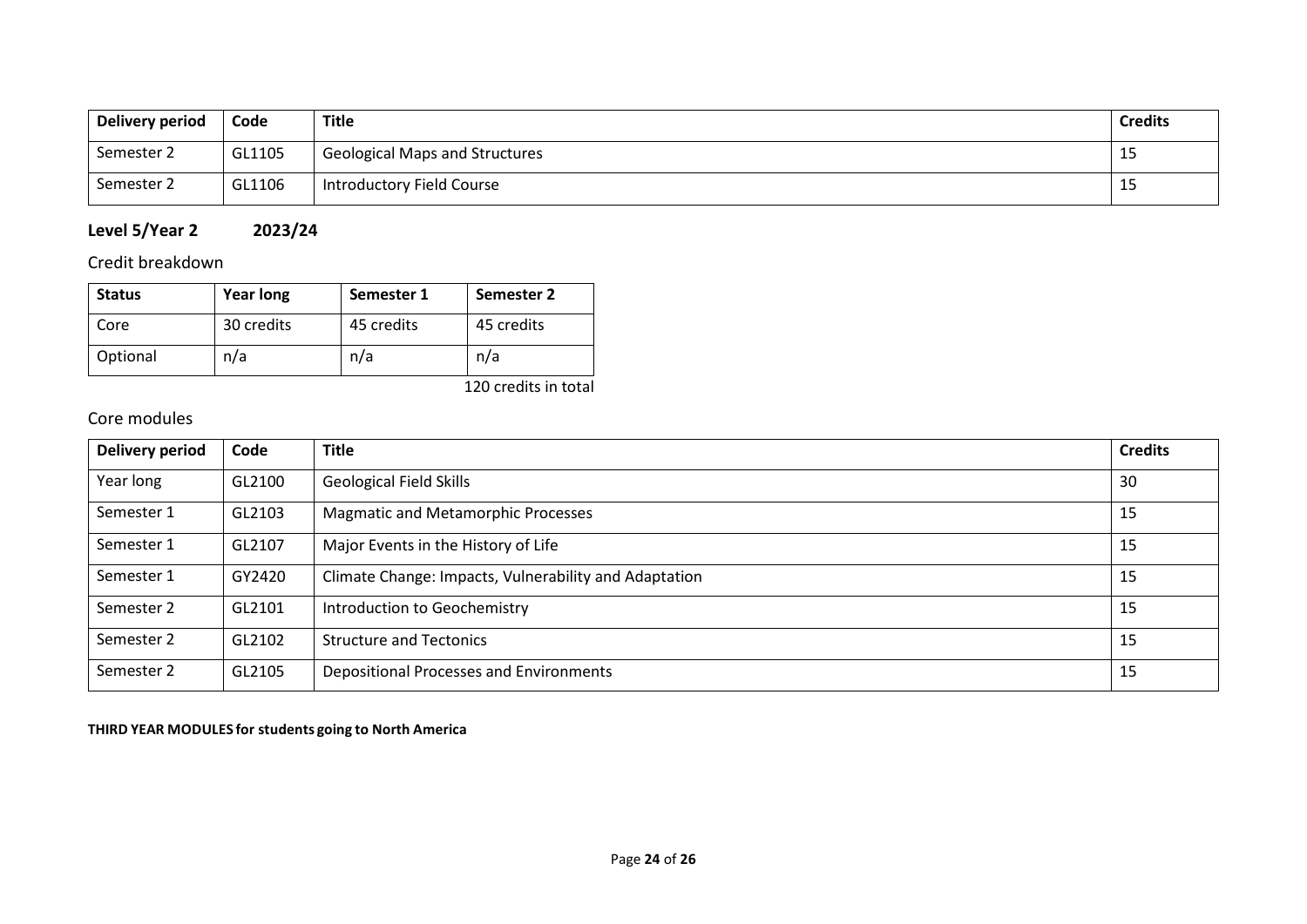| Delivery period | Code | Title | Credits |
|---|---|---|---|
| Semester 2 | GL1105 | Geological Maps and Structures | 15 |
| Semester 2 | GL1106 | Introductory Field Course | 15 |

## Level 5/Year 2 2023/24

### Credit breakdown

| Status | Year long | Semester 1 | Semester 2 |
|---|---|---|---|
| Core | 30 credits | 45 credits | 45 credits |
| Optional | n/a | n/a | n/a |

120 credits in total

### Core modules

| Delivery period | Code | Title | Credits |
|---|---|---|---|
| Year long | GL2100 | Geological Field Skills | 30 |
| Semester 1 | GL2103 | Magmatic and Metamorphic Processes | 15 |
| Semester 1 | GL2107 | Major Events in the History of Life | 15 |
| Semester 1 | GY2420 | Climate Change: Impacts, Vulnerability and Adaptation | 15 |
| Semester 2 | GL2101 | Introduction to Geochemistry | 15 |
| Semester 2 | GL2102 | Structure and Tectonics | 15 |
| Semester 2 | GL2105 | Depositional Processes and Environments | 15 |

**THIRD YEAR MODULES for students going to North America**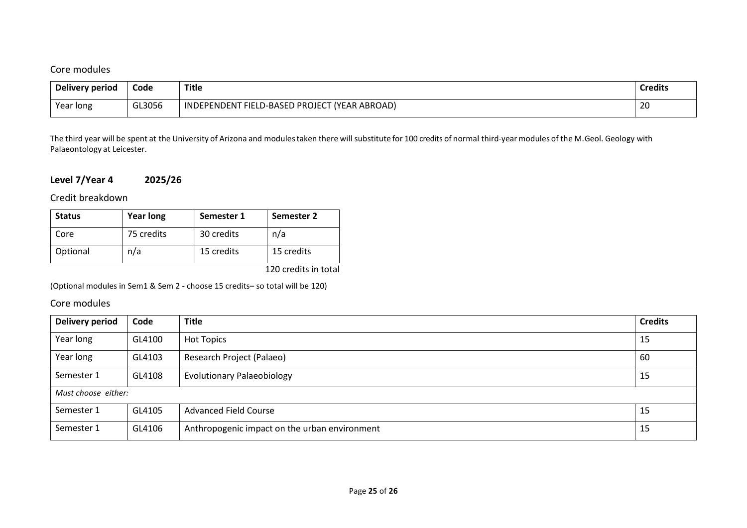### Core modules

| Delivery period | Code | Title | Credits |
|---|---|---|---|
| Year long | GL3056 | INDEPENDENT FIELD-BASED PROJECT (YEAR ABROAD) | 20 |

The third year will be spent at the University of Arizona and modules taken there will substitute for 100 credits of normal third-year modules of the M.Geol. Geology with Palaeontology at Leicester.

## Level 7/Year 4 2025/26

### Credit breakdown

| Status | Year long | Semester 1 | Semester 2 |
|---|---|---|---|
| Core | 75 credits | 30 credits | n/a |
| Optional | n/a | 15 credits | 15 credits |

120 credits in total

(Optional modules in Sem1 & Sem 2 - choose 15 credits– so total will be 120)

### Core modules

| Delivery period | Code | Title | Credits |
|---|---|---|---|
| Year long | GL4100 | Hot Topics | 15 |
| Year long | GL4103 | Research Project (Palaeo) | 60 |
| Semester 1 | GL4108 | Evolutionary Palaeobiology | 15 |
| *Must choose either:* | | | |
| Semester 1 | GL4105 | Advanced Field Course | 15 |
| Semester 1 | GL4106 | Anthropogenic impact on the urban environment | 15 |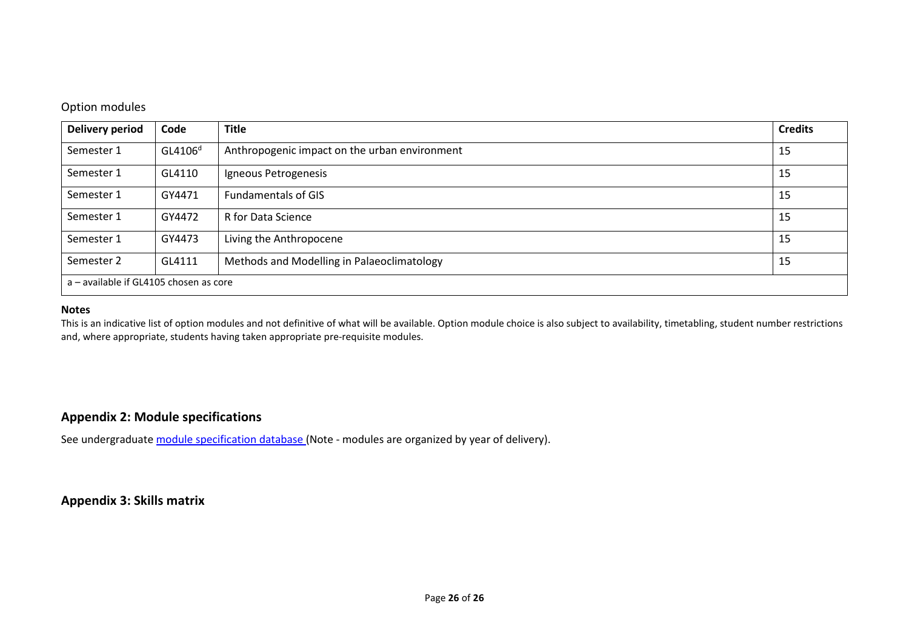Option modules

| Delivery period | Code | Title | Credits |
|---|---|---|---|
| Semester 1 | GL4106[d] | Anthropogenic impact on the urban environment | 15 |
| Semester 1 | GL4110 | Igneous Petrogenesis | 15 |
| Semester 1 | GY4471 | Fundamentals of GIS | 15 |
| Semester 1 | GY4472 | R for Data Science | 15 |
| Semester 1 | GY4473 | Living the Anthropocene | 15 |
| Semester 2 | GL4111 | Methods and Modelling in Palaeoclimatology | 15 |
| a – available if GL4105 chosen as core | | | |

**Notes**

This is an indicative list of option modules and not definitive of what will be available. Option module choice is also subject to availability, timetabling, student number restrictions and, where appropriate, students having taken appropriate pre-requisite modules.

## Appendix 2: Module specifications

See undergraduate module specification database (Note - modules are organized by year of delivery).

## Appendix 3: Skills matrix